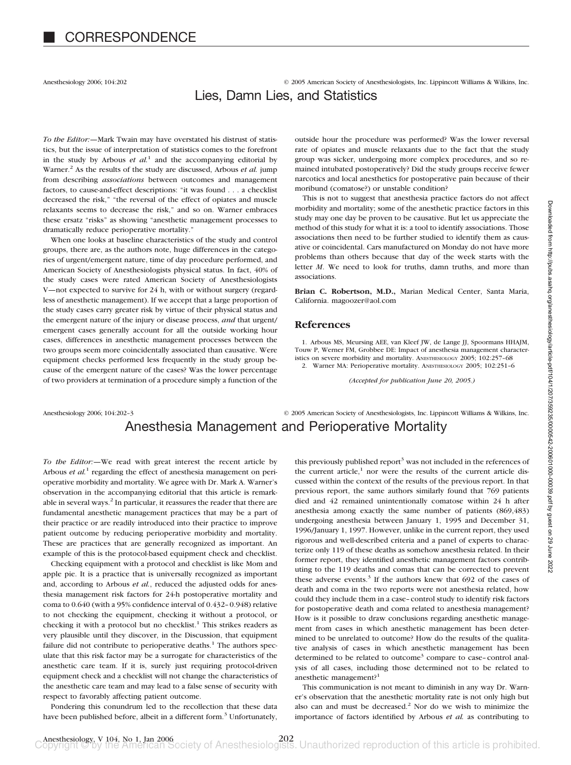# CORRESPONDENCE

## Lies, Damn Lies, and Statistics

*To the Editor:*—Mark Twain may have overstated his distrust of statistics, but the issue of interpretation of statistics comes to the forefront in the study by Arbous *et al.*[1] and the accompanying editorial by Warner.[2] As the results of the study are discussed, Arbous *et al.* jump from describing *associations* between outcomes and management factors, to cause-and-effect descriptions: "it was found . . . a checklist decreased the risk," "the reversal of the effect of opiates and muscle relaxants seems to decrease the risk," and so on. Warner embraces these ersatz "risks" as showing "anesthetic management processes to dramatically reduce perioperative mortality."

When one looks at baseline characteristics of the study and control groups, there are, as the authors note, huge differences in the categories of urgent/emergent nature, time of day procedure performed, and American Society of Anesthesiologists physical status. In fact, 40% of the study cases were rated American Society of Anesthesiologists V—not expected to survive for 24 h, with or without surgery (regardless of anesthetic management). If we accept that a large proportion of the study cases carry greater risk by virtue of their physical status and the emergent nature of the injury or disease process, *and* that urgent/emergent cases generally account for all the outside working hour cases, differences in anesthetic management processes between the two groups seem more coincidentally associated than causative. Were equipment checks performed less frequently in the study group because of the emergent nature of the cases? Was the lower percentage of two providers at termination of a procedure simply a function of the outside hour the procedure was performed? Was the lower reversal rate of opiates and muscle relaxants due to the fact that the study group was sicker, undergoing more complex procedures, and so remained intubated postoperatively? Did the study groups receive fewer narcotics and local anesthetics for postoperative pain because of their moribund (comatose?) or unstable condition?

This is not to suggest that anesthesia practice factors do not affect morbidity and mortality; some of the anesthetic practice factors in this study may one day be proven to be causative. But let us appreciate the method of this study for what it is: a tool to identify associations. Those associations then need to be further studied to identify them as causative or coincidental. Cars manufactured on Monday do not have more problems than others because that day of the week starts with the letter *M*. We need to look for truths, damn truths, and more than associations.

**Brian C. Robertson, M.D.,** Marian Medical Center, Santa Maria, California. magoozer@aol.com

### References

1. Arbous MS, Meursing AEE, van Kleef JW, de Lange JJ, Spoormans HHAJM, Touw P, Werner FM, Grobbee DE: Impact of anesthesia management characteristics on severe morbidity and mortality. ANESTHESIOLOGY 2005; 102:257–68
2. Warner MA: Perioperative mortality. ANESTHESIOLOGY 2005; 102:251–6

*(Accepted for publication June 20, 2005.)*

## Anesthesia Management and Perioperative Mortality

*To the Editor:*—We read with great interest the recent article by Arbous *et al.*[1] regarding the effect of anesthesia management on perioperative morbidity and mortality. We agree with Dr. Mark A. Warner's observation in the accompanying editorial that this article is remarkable in several ways.[2] In particular, it reassures the reader that there are fundamental anesthetic management practices that may be a part of their practice or are readily introduced into their practice to improve patient outcome by reducing perioperative morbidity and mortality. These are practices that are generally recognized as important. An example of this is the protocol-based equipment check and checklist.

Checking equipment with a protocol and checklist is like Mom and apple pie. It is a practice that is universally recognized as important and, according to Arbous *et al.*, reduced the adjusted odds for anesthesia management risk factors for 24-h postoperative mortality and coma to 0.640 (with a 95% confidence interval of 0.432–0.948) relative to not checking the equipment, checking it without a protocol, or checking it with a protocol but no checklist.[1] This strikes readers as very plausible until they discover, in the Discussion, that equipment failure did not contribute to perioperative deaths.[1] The authors speculate that this risk factor may be a surrogate for characteristics of the anesthetic care team. If it is, surely just requiring protocol-driven equipment check and a checklist will not change the characteristics of the anesthetic care team and may lead to a false sense of security with respect to favorably affecting patient outcome.

Pondering this conundrum led to the recollection that these data have been published before, albeit in a different form.[3] Unfortunately, this previously published report[3] was not included in the references of the current article,[1] nor were the results of the current article discussed within the context of the results of the previous report. In that previous report, the same authors similarly found that 769 patients died and 42 remained unintentionally comatose within 24 h after anesthesia among exactly the same number of patients (869,483) undergoing anesthesia between January 1, 1995 and December 31, 1996/January 1, 1997. However, unlike in the current report, they used rigorous and well-described criteria and a panel of experts to characterize only 119 of these deaths as somehow anesthesia related. In their former report, they identified anesthetic management factors contributing to the 119 deaths and comas that can be corrected to prevent these adverse events.[3] If the authors knew that 692 of the cases of death and coma in the two reports were not anesthesia related, how could they include them in a case–control study to identify risk factors for postoperative death and coma related to anesthesia management? How is it possible to draw conclusions regarding anesthetic management from cases in which anesthetic management has been determined to be unrelated to outcome? How do the results of the qualitative analysis of cases in which anesthetic management has been determined to be related to outcome[3] compare to case–control analysis of all cases, including those determined not to be related to anesthetic management?[1]

This communication is not meant to diminish in any way Dr. Warner's observation that the anesthetic mortality rate is not only high but also can and must be decreased.[2] Nor do we wish to minimize the importance of factors identified by Arbous *et al.* as contributing to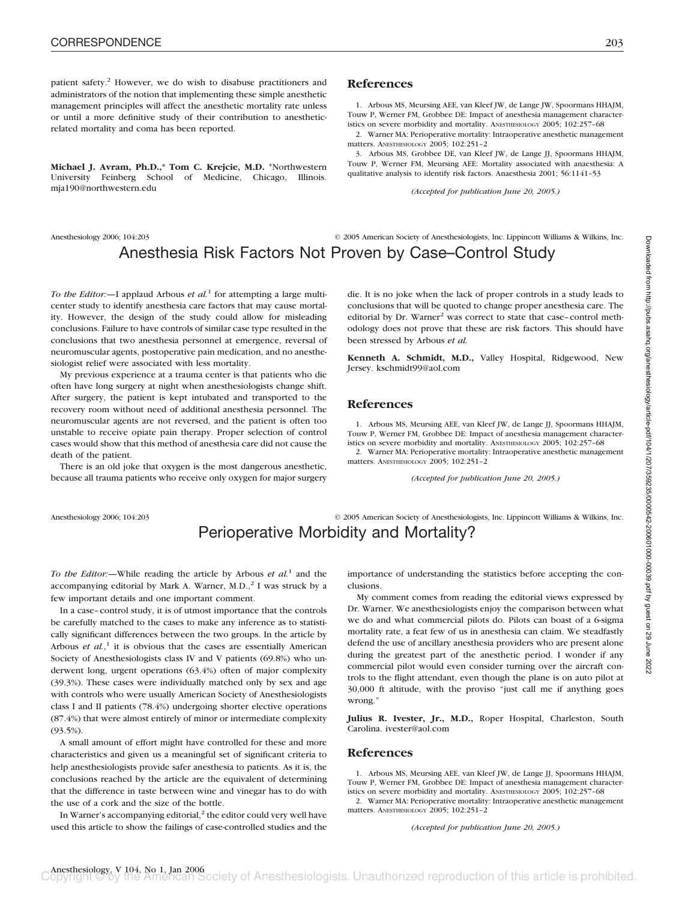patient safety.[2] However, we do wish to disabuse practitioners and administrators of the notion that implementing these simple anesthetic management principles will affect the anesthetic mortality rate unless or until a more definitive study of their contribution to anesthetic-related mortality and coma has been reported.

**Michael J. Avram, Ph.D.,\* Tom C. Krejcie, M.D.** \*Northwestern University Feinberg School of Medicine, Chicago, Illinois. mja190@northwestern.edu

## References

1. Arbous MS, Meursing AEE, van Kleef JW, de Lange JW, Spoormans HHAJM, Touw P, Werner FM, Grobbee DE: Impact of anesthesia management characteristics on severe morbidity and mortality. Anesthesiology 2005; 102:257–68
2. Warner MA: Perioperative mortality: Intraoperative anesthetic management matters. Anesthesiology 2005; 102:251–2
3. Arbous MS, Grobbee DE, van Kleef JW, de Lange JJ, Spoormans HHAJM, Touw P, Werner FM, Meursing AEE: Mortality associated with anaesthesia: A qualitative analysis to identify risk factors. Anaesthesia 2001; 56:1141–53

*(Accepted for publication June 20, 2005.)*

# Anesthesia Risk Factors Not Proven by Case–Control Study

*To the Editor:*—I applaud Arbous *et al.*[1] for attempting a large multicenter study to identify anesthesia care factors that may cause mortality. However, the design of the study could allow for misleading conclusions. Failure to have controls of similar case type resulted in the conclusions that two anesthesia personnel at emergence, reversal of neuromuscular agents, postoperative pain medication, and no anesthesiologist relief were associated with less mortality.

My previous experience at a trauma center is that patients who die often have long surgery at night when anesthesiologists change shift. After surgery, the patient is kept intubated and transported to the recovery room without need of additional anesthesia personnel. The neuromuscular agents are not reversed, and the patient is often too unstable to receive opiate pain therapy. Proper selection of control cases would show that this method of anesthesia care did not cause the death of the patient.

There is an old joke that oxygen is the most dangerous anesthetic, because all trauma patients who receive only oxygen for major surgery die. It is no joke when the lack of proper controls in a study leads to conclusions that will be quoted to change proper anesthesia care. The editorial by Dr. Warner[2] was correct to state that case–control methodology does not prove that these are risk factors. This should have been stressed by Arbous *et al.*

**Kenneth A. Schmidt, M.D.,** Valley Hospital, Ridgewood, New Jersey. kschmidt99@aol.com

## References

1. Arbous MS, Meursing AEE, van Kleef JW, de Lange JJ, Spoormans HHAJM, Touw P, Werner FM, Grobbee DE: Impact of anesthesia management characteristics on severe morbidity and mortality. Anesthesiology 2005; 102:257–68
2. Warner MA: Perioperative mortality: Intraoperative anesthetic management matters. Anesthesiology 2005; 102:251–2

*(Accepted for publication June 20, 2005.)*

# Perioperative Morbidity and Mortality?

*To the Editor:*—While reading the article by Arbous *et al.*[1] and the accompanying editorial by Mark A. Warner, M.D.,[2] I was struck by a few important details and one important comment.

In a case–control study, it is of utmost importance that the controls be carefully matched to the cases to make any inference as to statistically significant differences between the two groups. In the article by Arbous *et al.*,[1] it is obvious that the cases are essentially American Society of Anesthesiologists class IV and V patients (69.8%) who underwent long, urgent operations (63.4%) often of major complexity (39.3%). These cases were individually matched only by sex and age with controls who were usually American Society of Anesthesiologists class I and II patients (78.4%) undergoing shorter elective operations (87.4%) that were almost entirely of minor or intermediate complexity (93.5%).

A small amount of effort might have controlled for these and more characteristics and given us a meaningful set of significant criteria to help anesthesiologists provide safer anesthesia to patients. As it is, the conclusions reached by the article are the equivalent of determining that the difference in taste between wine and vinegar has to do with the use of a cork and the size of the bottle.

In Warner's accompanying editorial,[2] the editor could very well have used this article to show the failings of case-controlled studies and the importance of understanding the statistics before accepting the conclusions.

My comment comes from reading the editorial views expressed by Dr. Warner. We anesthesiologists enjoy the comparison between what we do and what commercial pilots do. Pilots can boast of a 6-sigma mortality rate, a feat few of us in anesthesia can claim. We steadfastly defend the use of ancillary anesthesia providers who are present alone during the greatest part of the anesthetic period. I wonder if any commercial pilot would even consider turning over the aircraft controls to the flight attendant, even though the plane is on auto pilot at 30,000 ft altitude, with the proviso "just call me if anything goes wrong."

**Julius R. Ivester, Jr., M.D.,** Roper Hospital, Charleston, South Carolina. ivester@aol.com

## References

1. Arbous MS, Meursing AEE, van Kleef JW, de Lange JJ, Spoormans HHAJM, Touw P, Werner FM, Grobbee DE: Impact of anesthesia management characteristics on severe morbidity and mortality. Anesthesiology 2005; 102:257–68
2. Warner MA: Perioperative mortality: Intraoperative anesthetic management matters. Anesthesiology 2005; 102:251–2

*(Accepted for publication June 20, 2005.)*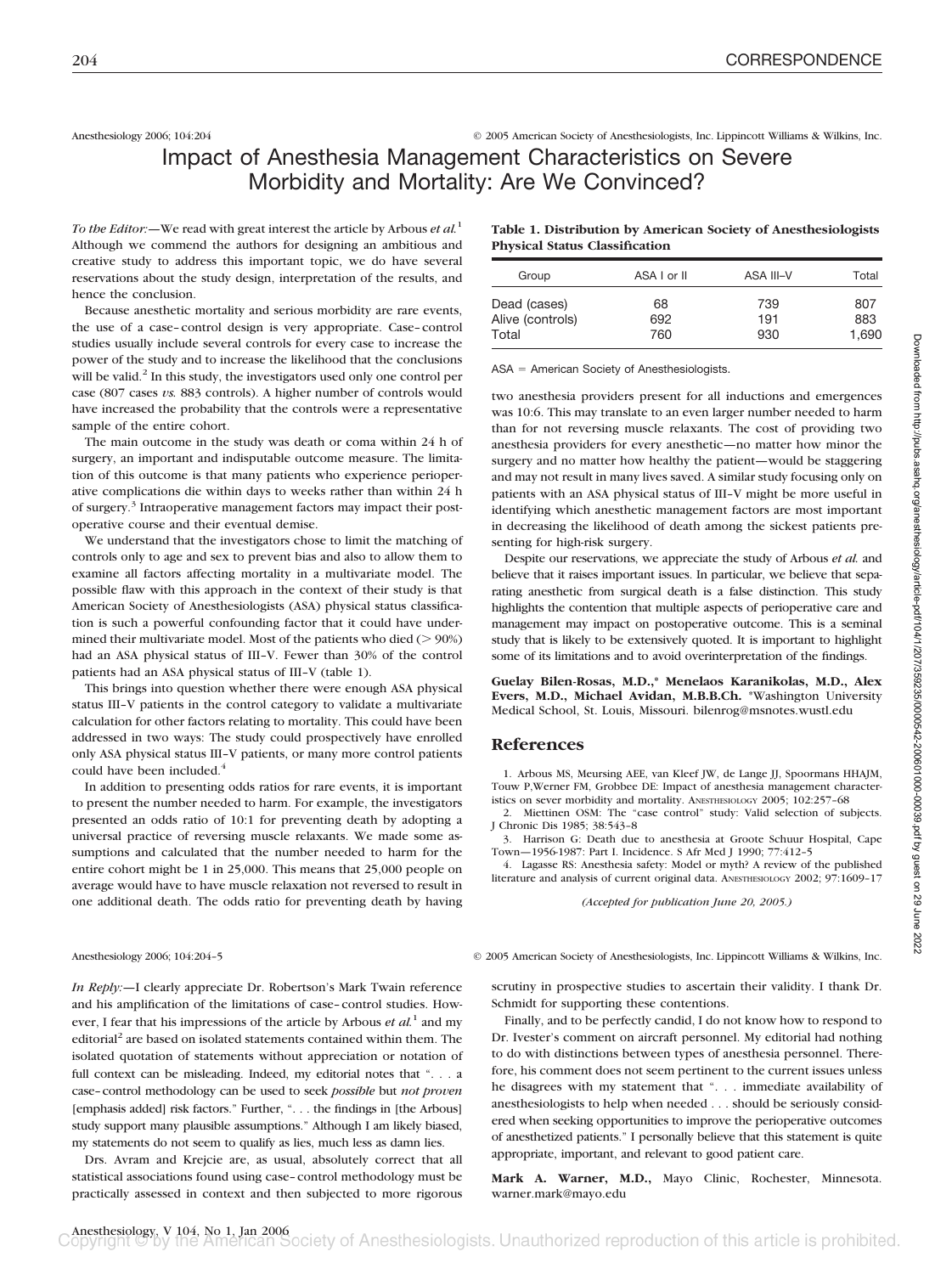Anesthesiology 2006; 104:204 © 2005 American Society of Anesthesiologists, Inc. Lippincott Williams & Wilkins, Inc.

# Impact of Anesthesia Management Characteristics on Severe Morbidity and Mortality: Are We Convinced?

*To the Editor:*—We read with great interest the article by Arbous *et al.*[1] Although we commend the authors for designing an ambitious and creative study to address this important topic, we do have several reservations about the study design, interpretation of the results, and hence the conclusion.

Because anesthetic mortality and serious morbidity are rare events, the use of a case–control design is very appropriate. Case–control studies usually include several controls for every case to increase the power of the study and to increase the likelihood that the conclusions will be valid.[2] In this study, the investigators used only one control per case (807 cases *vs.* 883 controls). A higher number of controls would have increased the probability that the controls were a representative sample of the entire cohort.

The main outcome in the study was death or coma within 24 h of surgery, an important and indisputable outcome measure. The limitation of this outcome is that many patients who experience perioperative complications die within days to weeks rather than within 24 h of surgery.[3] Intraoperative management factors may impact their postoperative course and their eventual demise.

We understand that the investigators chose to limit the matching of controls only to age and sex to prevent bias and also to allow them to examine all factors affecting mortality in a multivariate model. The possible flaw with this approach in the context of their study is that American Society of Anesthesiologists (ASA) physical status classification is such a powerful confounding factor that it could have undermined their multivariate model. Most of the patients who died (> 90%) had an ASA physical status of III–V. Fewer than 30% of the control patients had an ASA physical status of III–V (table 1).

This brings into question whether there were enough ASA physical status III–V patients in the control category to validate a multivariate calculation for other factors relating to mortality. This could have been addressed in two ways: The study could prospectively have enrolled only ASA physical status III–V patients, or many more control patients could have been included.[4]

In addition to presenting odds ratios for rare events, it is important to present the number needed to harm. For example, the investigators presented an odds ratio of 10:1 for preventing death by adopting a universal practice of reversing muscle relaxants. We made some assumptions and calculated that the number needed to harm for the entire cohort might be 1 in 25,000. This means that 25,000 people on average would have to have muscle relaxation not reversed to result in one additional death. The odds ratio for preventing death by having two anesthesia providers present for all inductions and emergences was 10:6. This may translate to an even larger number needed to harm than for not reversing muscle relaxants. The cost of providing two anesthesia providers for every anesthetic—no matter how minor the surgery and no matter how healthy the patient—would be staggering and may not result in many lives saved. A similar study focusing only on patients with an ASA physical status of III–V might be more useful in identifying which anesthetic management factors are most important in decreasing the likelihood of death among the sickest patients presenting for high-risk surgery.

**Table 1. Distribution by American Society of Anesthesiologists Physical Status Classification**

| Group | ASA I or II | ASA III–V | Total |
|---|---|---|---|
| Dead (cases) | 68 | 739 | 807 |
| Alive (controls) | 692 | 191 | 883 |
| Total | 760 | 930 | 1,690 |

ASA = American Society of Anesthesiologists.

Despite our reservations, we appreciate the study of Arbous *et al.* and believe that it raises important issues. In particular, we believe that separating anesthetic from surgical death is a false distinction. This study highlights the contention that multiple aspects of perioperative care and management may impact on postoperative outcome. This is a seminal study that is likely to be extensively quoted. It is important to highlight some of its limitations and to avoid overinterpretation of the findings.

**Guelay Bilen-Rosas, M.D.,\* Menelaos Karanikolas, M.D., Alex Evers, M.D., Michael Avidan, M.B.B.Ch.** \*Washington University Medical School, St. Louis, Missouri. bilenrog@msnotes.wustl.edu

## References

1. Arbous MS, Meursing AEE, van Kleef JW, de Lange JJ, Spoormans HHAJM, Touw P,Werner FM, Grobbee DE: Impact of anesthesia management characteristics on sever morbidity and mortality. ANESTHESIOLOGY 2005; 102:257–68
2. Miettinen OSM: The "case control" study: Valid selection of subjects. J Chronic Dis 1985; 38:543–8
3. Harrison G: Death due to anesthesia at Groote Schuur Hospital, Cape Town—1956-1987: Part I. Incidence. S Afr Med J 1990; 77:412–5
4. Lagasse RS: Anesthesia safety: Model or myth? A review of the published literature and analysis of current original data. ANESTHESIOLOGY 2002; 97:1609–17

*(Accepted for publication June 20, 2005.)*

Anesthesiology 2006; 104:204–5 © 2005 American Society of Anesthesiologists, Inc. Lippincott Williams & Wilkins, Inc.

*In Reply:*—I clearly appreciate Dr. Robertson's Mark Twain reference and his amplification of the limitations of case–control studies. However, I fear that his impressions of the article by Arbous *et al.*[1] and my editorial[2] are based on isolated statements contained within them. The isolated quotation of statements without appreciation or notation of full context can be misleading. Indeed, my editorial notes that ". . . a case–control methodology can be used to seek *possible* but *not proven* [emphasis added] risk factors." Further, ". . . the findings in [the Arbous] study support many plausible assumptions." Although I am likely biased, my statements do not seem to qualify as lies, much less as damn lies.

Drs. Avram and Krejcie are, as usual, absolutely correct that all statistical associations found using case–control methodology must be practically assessed in context and then subjected to more rigorous scrutiny in prospective studies to ascertain their validity. I thank Dr. Schmidt for supporting these contentions.

Finally, and to be perfectly candid, I do not know how to respond to Dr. Ivester's comment on aircraft personnel. My editorial had nothing to do with distinctions between types of anesthesia personnel. Therefore, his comment does not seem pertinent to the current issues unless he disagrees with my statement that ". . . immediate availability of anesthesiologists to help when needed . . . should be seriously considered when seeking opportunities to improve the perioperative outcomes of anesthetized patients." I personally believe that this statement is quite appropriate, important, and relevant to good patient care.

**Mark A. Warner, M.D.,** Mayo Clinic, Rochester, Minnesota. warner.mark@mayo.edu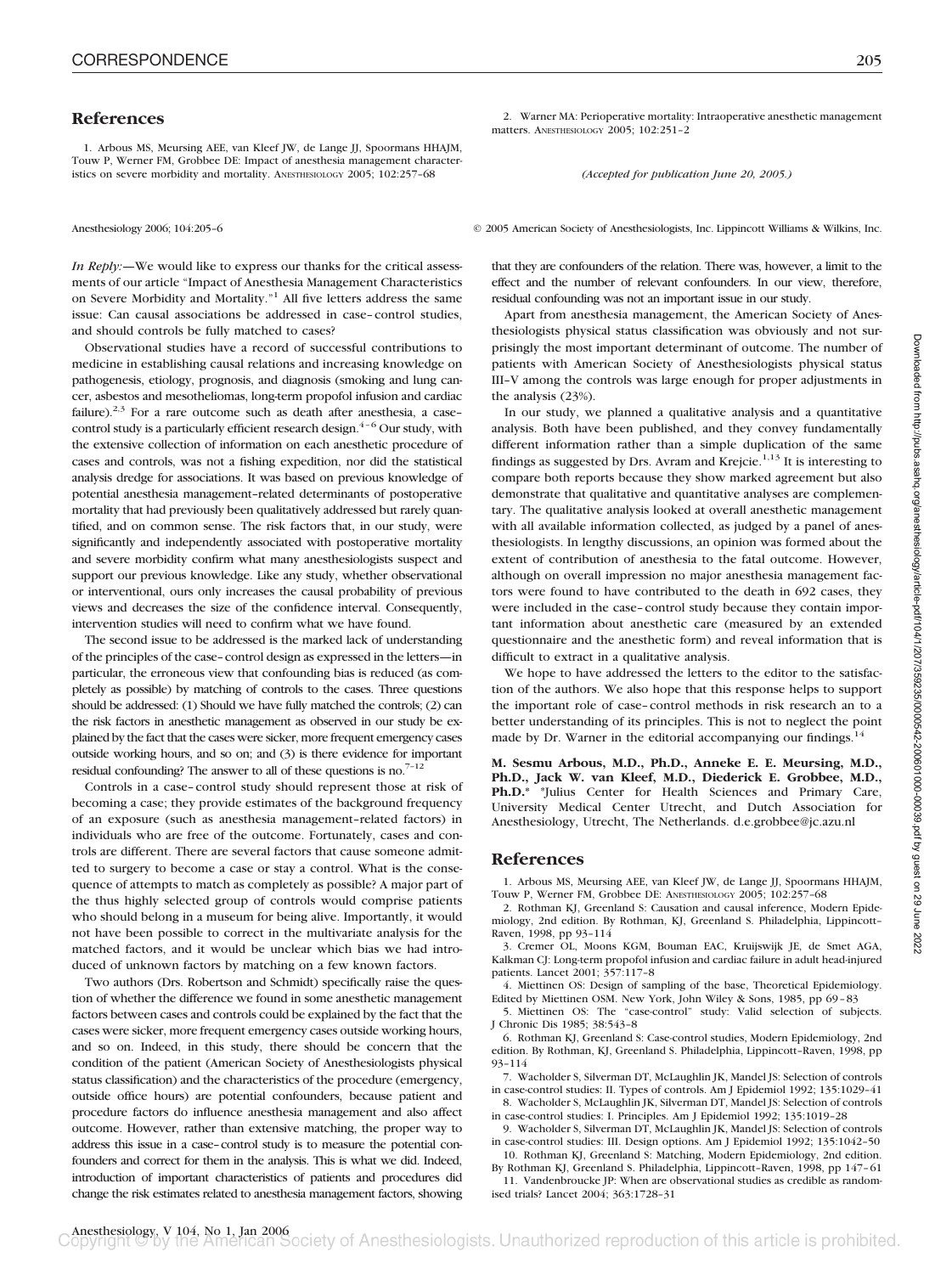## References

1. Arbous MS, Meursing AEE, van Kleef JW, de Lange JJ, Spoormans HHAJM, Touw P, Werner FM, Grobbee DE: Impact of anesthesia management characteristics on severe morbidity and mortality. ANESTHESIOLOGY 2005; 102:257–68

2. Warner MA: Perioperative mortality: Intraoperative anesthetic management matters. ANESTHESIOLOGY 2005; 102:251–2

*(Accepted for publication June 20, 2005.)*

Anesthesiology 2006; 104:205–6 © 2005 American Society of Anesthesiologists, Inc. Lippincott Williams & Wilkins, Inc.

*In Reply:*—We would like to express our thanks for the critical assessments of our article "Impact of Anesthesia Management Characteristics on Severe Morbidity and Mortality."[1] All five letters address the same issue: Can causal associations be addressed in case–control studies, and should controls be fully matched to cases?

Observational studies have a record of successful contributions to medicine in establishing causal relations and increasing knowledge on pathogenesis, etiology, prognosis, and diagnosis (smoking and lung cancer, asbestos and mesotheliomas, long-term propofol infusion and cardiac failure).[2,3] For a rare outcome such as death after anesthesia, a case–control study is a particularly efficient research design.[4–6] Our study, with the extensive collection of information on each anesthetic procedure of cases and controls, was not a fishing expedition, nor did the statistical analysis dredge for associations. It was based on previous knowledge of potential anesthesia management–related determinants of postoperative mortality that had previously been qualitatively addressed but rarely quantified, and on common sense. The risk factors that, in our study, were significantly and independently associated with postoperative mortality and severe morbidity confirm what many anesthesiologists suspect and support our previous knowledge. Like any study, whether observational or interventional, ours only increases the causal probability of previous views and decreases the size of the confidence interval. Consequently, intervention studies will need to confirm what we have found.

The second issue to be addressed is the marked lack of understanding of the principles of the case–control design as expressed in the letters—in particular, the erroneous view that confounding bias is reduced (as completely as possible) by matching of controls to the cases. Three questions should be addressed: (1) Should we have fully matched the controls; (2) can the risk factors in anesthetic management as observed in our study be explained by the fact that the cases were sicker, more frequent emergency cases outside working hours, and so on; and (3) is there evidence for important residual confounding? The answer to all of these questions is no.[7–12]

Controls in a case–control study should represent those at risk of becoming a case; they provide estimates of the background frequency of an exposure (such as anesthesia management–related factors) in individuals who are free of the outcome. Fortunately, cases and controls are different. There are several factors that cause someone admitted to surgery to become a case or stay a control. What is the consequence of attempts to match as completely as possible? A major part of the thus highly selected group of controls would comprise patients who should belong in a museum for being alive. Importantly, it would not have been possible to correct in the multivariate analysis for the matched factors, and it would be unclear which bias we had introduced of unknown factors by matching on a few known factors.

Two authors (Drs. Robertson and Schmidt) specifically raise the question of whether the difference we found in some anesthetic management factors between cases and controls could be explained by the fact that the cases were sicker, more frequent emergency cases outside working hours, and so on. Indeed, in this study, there should be concern that the condition of the patient (American Society of Anesthesiologists physical status classification) and the characteristics of the procedure (emergency, outside office hours) are potential confounders, because patient and procedure factors do influence anesthesia management and also affect outcome. However, rather than extensive matching, the proper way to address this issue in a case–control study is to measure the potential confounders and correct for them in the analysis. This is what we did. Indeed, introduction of important characteristics of patients and procedures did change the risk estimates related to anesthesia management factors, showing that they are confounders of the relation. There was, however, a limit to the effect and the number of relevant confounders. In our view, therefore, residual confounding was not an important issue in our study.

Apart from anesthesia management, the American Society of Anesthesiologists physical status classification was obviously and not surprisingly the most important determinant of outcome. The number of patients with American Society of Anesthesiologists physical status III–V among the controls was large enough for proper adjustments in the analysis (23%).

In our study, we planned a qualitative analysis and a quantitative analysis. Both have been published, and they convey fundamentally different information rather than a simple duplication of the same findings as suggested by Drs. Avram and Krejcie.[1,13] It is interesting to compare both reports because they show marked agreement but also demonstrate that qualitative and quantitative analyses are complementary. The qualitative analysis looked at overall anesthetic management with all available information collected, as judged by a panel of anesthesiologists. In lengthy discussions, an opinion was formed about the extent of contribution of anesthesia to the fatal outcome. However, although on overall impression no major anesthesia management factors were found to have contributed to the death in 692 cases, they were included in the case–control study because they contain important information about anesthetic care (measured by an extended questionnaire and the anesthetic form) and reveal information that is difficult to extract in a qualitative analysis.

We hope to have addressed the letters to the editor to the satisfaction of the authors. We also hope that this response helps to support the important role of case–control methods in risk research an to a better understanding of its principles. This is not to neglect the point made by Dr. Warner in the editorial accompanying our findings.[14]

**M. Sesmu Arbous, M.D., Ph.D., Anneke E. E. Meursing, M.D., Ph.D., Jack W. van Kleef, M.D., Diederick E. Grobbee, M.D., Ph.D.*** *Julius Center for Health Sciences and Primary Care, University Medical Center Utrecht, and Dutch Association for Anesthesiology, Utrecht, The Netherlands. d.e.grobbee@jc.azu.nl

## References

1. Arbous MS, Meursing AEE, van Kleef JW, de Lange JJ, Spoormans HHAJM, Touw P, Werner FM, Grobbee DE: ANESTHESIOLOGY 2005; 102:257–68
2. Rothman KJ, Greenland S: Causation and causal inference, Modern Epidemiology, 2nd edition. By Rothman, KJ, Greenland S. Philadelphia, Lippincott–Raven, 1998, pp 93–114
3. Cremer OL, Moons KGM, Bouman EAC, Kruijswijk JE, de Smet AGA, Kalkman CJ: Long-term propofol infusion and cardiac failure in adult head-injured patients. Lancet 2001; 357:117–8
4. Miettinen OS: Design of sampling of the base, Theoretical Epidemiology. Edited by Miettinen OSM. New York, John Wiley & Sons, 1985, pp 69–83
5. Miettinen OS: The "case-control" study: Valid selection of subjects. J Chronic Dis 1985; 38:543–8
6. Rothman KJ, Greenland S: Case-control studies, Modern Epidemiology, 2nd edition. By Rothman, KJ, Greenland S. Philadelphia, Lippincott–Raven, 1998, pp 93–114
7. Wacholder S, Silverman DT, McLaughlin JK, Mandel JS: Selection of controls in case-control studies: II. Types of controls. Am J Epidemiol 1992; 135:1029–41
8. Wacholder S, McLaughlin JK, Silverman DT, Mandel JS: Selection of controls in case-control studies: I. Principles. Am J Epidemiol 1992; 135:1019–28
9. Wacholder S, Silverman DT, McLaughlin JK, Mandel JS: Selection of controls in case-control studies: III. Design options. Am J Epidemiol 1992; 135:1042–50
10. Rothman KJ, Greenland S: Matching, Modern Epidemiology, 2nd edition. By Rothman KJ, Greenland S. Philadelphia, Lippincott–Raven, 1998, pp 147–61
11. Vandenbroucke JP: When are observational studies as credible as randomised trials? Lancet 2004; 363:1728–31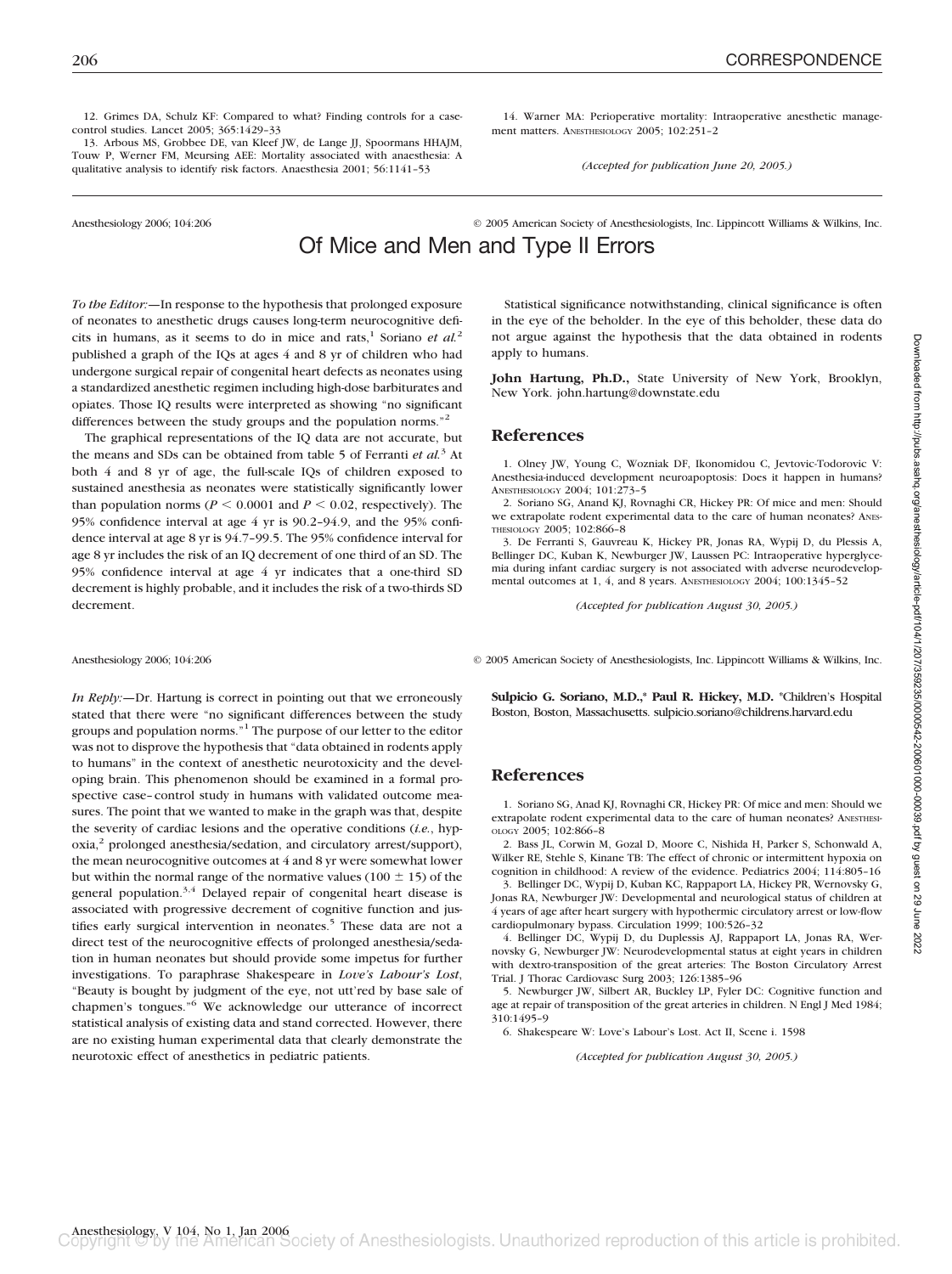12. Grimes DA, Schulz KF: Compared to what? Finding controls for a case-control studies. Lancet 2005; 365:1429–33

13. Arbous MS, Grobbee DE, van Kleef JW, de Lange JJ, Spoormans HHAJM, Touw P, Werner FM, Meursing AEE: Mortality associated with anaesthesia: A qualitative analysis to identify risk factors. Anaesthesia 2001; 56:1141–53

14. Warner MA: Perioperative mortality: Intraoperative anesthetic management matters. Anesthesiology 2005; 102:251–2

*(Accepted for publication June 20, 2005.)*

Anesthesiology 2006; 104:206 © 2005 American Society of Anesthesiologists, Inc. Lippincott Williams & Wilkins, Inc.

# Of Mice and Men and Type II Errors

*To the Editor:*—In response to the hypothesis that prolonged exposure of neonates to anesthetic drugs causes long-term neurocognitive deficits in humans, as it seems to do in mice and rats,[1] Soriano *et al.*[2] published a graph of the IQs at ages 4 and 8 yr of children who had undergone surgical repair of congenital heart defects as neonates using a standardized anesthetic regimen including high-dose barbiturates and opiates. Those IQ results were interpreted as showing "no significant differences between the study groups and the population norms."[2]

The graphical representations of the IQ data are not accurate, but the means and SDs can be obtained from table 5 of Ferranti *et al.*[3] At both 4 and 8 yr of age, the full-scale IQs of children exposed to sustained anesthesia as neonates were statistically significantly lower than population norms ($P < 0.0001$ and $P < 0.02$, respectively). The 95% confidence interval at age 4 yr is 90.2–94.9, and the 95% confidence interval at age 8 yr is 94.7–99.5. The 95% confidence interval for age 8 yr includes the risk of an IQ decrement of one third of an SD. The 95% confidence interval at age 4 yr indicates that a one-third SD decrement is highly probable, and it includes the risk of a two-thirds SD decrement.

Statistical significance notwithstanding, clinical significance is often in the eye of the beholder. In the eye of this beholder, these data do not argue against the hypothesis that the data obtained in rodents apply to humans.

**John Hartung, Ph.D.,** State University of New York, Brooklyn, New York. john.hartung@downstate.edu

## References

1. Olney JW, Young C, Wozniak DF, Ikonomidou C, Jevtovic-Todorovic V: Anesthesia-induced development neuroapoptosis: Does it happen in humans? Anesthesiology 2004; 101:273–5

2. Soriano SG, Anand KJ, Rovnaghi CR, Hickey PR: Of mice and men: Should we extrapolate rodent experimental data to the care of human neonates? Anesthesiology 2005; 102:866–8

3. De Ferranti S, Gauvreau K, Hickey PR, Jonas RA, Wypij D, du Plessis A, Bellinger DC, Kuban K, Newburger JW, Laussen PC: Intraoperative hyperglycemia during infant cardiac surgery is not associated with adverse neurodevelopmental outcomes at 1, 4, and 8 years. Anesthesiology 2004; 100:1345–52

*(Accepted for publication August 30, 2005.)*

Anesthesiology 2006; 104:206 © 2005 American Society of Anesthesiologists, Inc. Lippincott Williams & Wilkins, Inc.

*In Reply:*—Dr. Hartung is correct in pointing out that we erroneously stated that there were "no significant differences between the study groups and population norms."[1] The purpose of our letter to the editor was not to disprove the hypothesis that "data obtained in rodents apply to humans" in the context of anesthetic neurotoxicity and the developing brain. This phenomenon should be examined in a formal prospective case–control study in humans with validated outcome measures. The point that we wanted to make in the graph was that, despite the severity of cardiac lesions and the operative conditions (*i.e.*, hypoxia,[2] prolonged anesthesia/sedation, and circulatory arrest/support), the mean neurocognitive outcomes at 4 and 8 yr were somewhat lower but within the normal range of the normative values (100 ± 15) of the general population.[3,4] Delayed repair of congenital heart disease is associated with progressive decrement of cognitive function and justifies early surgical intervention in neonates.[5] These data are not a direct test of the neurocognitive effects of prolonged anesthesia/sedation in human neonates but should provide some impetus for further investigations. To paraphrase Shakespeare in *Love's Labour's Lost*, "Beauty is bought by judgment of the eye, not utt'red by base sale of chapmen's tongues."[6] We acknowledge our utterance of incorrect statistical analysis of existing data and stand corrected. However, there are no existing human experimental data that clearly demonstrate the neurotoxic effect of anesthetics in pediatric patients.

**Sulpicio G. Soriano, M.D.,\* Paul R. Hickey, M.D.** \*Children's Hospital Boston, Boston, Massachusetts. sulpicio.soriano@childrens.harvard.edu

## References

1. Soriano SG, Anad KJ, Rovnaghi CR, Hickey PR: Of mice and men: Should we extrapolate rodent experimental data to the care of human neonates? Anesthesiology 2005; 102:866–8

2. Bass JL, Corwin M, Gozal D, Moore C, Nishida H, Parker S, Schonwald A, Wilker RE, Stehle S, Kinane TB: The effect of chronic or intermittent hypoxia on cognition in childhood: A review of the evidence. Pediatrics 2004; 114:805–16

3. Bellinger DC, Wypij D, Kuban KC, Rappaport LA, Hickey PR, Wernovsky G, Jonas RA, Newburger JW: Developmental and neurological status of children at 4 years of age after heart surgery with hypothermic circulatory arrest or low-flow cardiopulmonary bypass. Circulation 1999; 100:526–32

4. Bellinger DC, Wypij D, du Duplessis AJ, Rappaport LA, Jonas RA, Wernovsky G, Newburger JW: Neurodevelopmental status at eight years in children with dextro-transposition of the great arteries: The Boston Circulatory Arrest Trial. J Thorac Cardiovasc Surg 2003; 126:1385–96

5. Newburger JW, Silbert AR, Buckley LP, Fyler DC: Cognitive function and age at repair of transposition of the great arteries in children. N Engl J Med 1984; 310:1495–9

6. Shakespeare W: Love's Labour's Lost. Act II, Scene i. 1598

*(Accepted for publication August 30, 2005.)*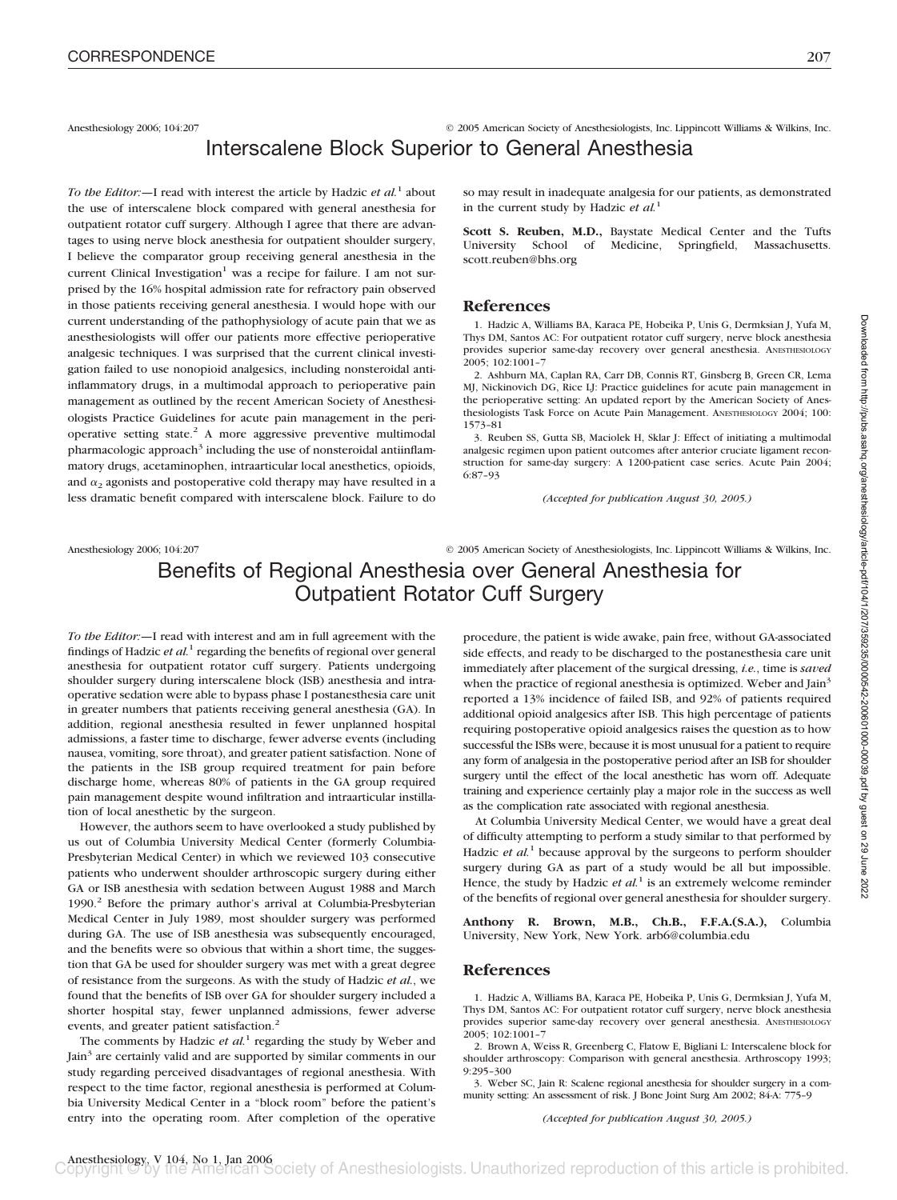Anesthesiology 2006; 104:207 © 2005 American Society of Anesthesiologists, Inc. Lippincott Williams & Wilkins, Inc.

# Interscalene Block Superior to General Anesthesia

*To the Editor:*—I read with interest the article by Hadzic *et al.*[1] about the use of interscalene block compared with general anesthesia for outpatient rotator cuff surgery. Although I agree that there are advantages to using nerve block anesthesia for outpatient shoulder surgery, I believe the comparator group receiving general anesthesia in the current Clinical Investigation[1] was a recipe for failure. I am not surprised by the 16% hospital admission rate for refractory pain observed in those patients receiving general anesthesia. I would hope with our current understanding of the pathophysiology of acute pain that we as anesthesiologists will offer our patients more effective perioperative analgesic techniques. I was surprised that the current clinical investigation failed to use nonopioid analgesics, including nonsteroidal anti-inflammatory drugs, in a multimodal approach to perioperative pain management as outlined by the recent American Society of Anesthesiologists Practice Guidelines for acute pain management in the perioperative setting state.[2] A more aggressive preventive multimodal pharmacologic approach[3] including the use of nonsteroidal antiinflammatory drugs, acetaminophen, intraarticular local anesthetics, opioids, and $\alpha_2$ agonists and postoperative cold therapy may have resulted in a less dramatic benefit compared with interscalene block. Failure to do so may result in inadequate analgesia for our patients, as demonstrated in the current study by Hadzic *et al.*[1]

**Scott S. Reuben, M.D.,** Baystate Medical Center and the Tufts University School of Medicine, Springfield, Massachusetts. scott.reuben@bhs.org

## References

1. Hadzic A, Williams BA, Karaca PE, Hobeika P, Unis G, Dermksian J, Yufa M, Thys DM, Santos AC: For outpatient rotator cuff surgery, nerve block anesthesia provides superior same-day recovery over general anesthesia. Anesthesiology 2005; 102:1001–7
2. Ashburn MA, Caplan RA, Carr DB, Connis RT, Ginsberg B, Green CR, Lema MJ, Nickinovich DG, Rice LJ: Practice guidelines for acute pain management in the perioperative setting: An updated report by the American Society of Anesthesiologists Task Force on Acute Pain Management. Anesthesiology 2004; 100: 1573–81
3. Reuben SS, Gutta SB, Maciolek H, Sklar J: Effect of initiating a multimodal analgesic regimen upon patient outcomes after anterior cruciate ligament reconstruction for same-day surgery: A 1200-patient case series. Acute Pain 2004; 6:87–93

*(Accepted for publication August 30, 2005.)*

Anesthesiology 2006; 104:207 © 2005 American Society of Anesthesiologists, Inc. Lippincott Williams & Wilkins, Inc.

# Benefits of Regional Anesthesia over General Anesthesia for Outpatient Rotator Cuff Surgery

*To the Editor:*—I read with interest and am in full agreement with the findings of Hadzic *et al.*[1] regarding the benefits of regional over general anesthesia for outpatient rotator cuff surgery. Patients undergoing shoulder surgery during interscalene block (ISB) anesthesia and intraoperative sedation were able to bypass phase I postanesthesia care unit in greater numbers that patients receiving general anesthesia (GA). In addition, regional anesthesia resulted in fewer unplanned hospital admissions, a faster time to discharge, fewer adverse events (including nausea, vomiting, sore throat), and greater patient satisfaction. None of the patients in the ISB group required treatment for pain before discharge home, whereas 80% of patients in the GA group required pain management despite wound infiltration and intraarticular instillation of local anesthetic by the surgeon.

However, the authors seem to have overlooked a study published by us out of Columbia University Medical Center (formerly Columbia-Presbyterian Medical Center) in which we reviewed 103 consecutive patients who underwent shoulder arthroscopic surgery during either GA or ISB anesthesia with sedation between August 1988 and March 1990.[2] Before the primary author's arrival at Columbia-Presbyterian Medical Center in July 1989, most shoulder surgery was performed during GA. The use of ISB anesthesia was subsequently encouraged, and the benefits were so obvious that within a short time, the suggestion that GA be used for shoulder surgery was met with a great degree of resistance from the surgeons. As with the study of Hadzic *et al.*, we found that the benefits of ISB over GA for shoulder surgery included a shorter hospital stay, fewer unplanned admissions, fewer adverse events, and greater patient satisfaction.[2]

The comments by Hadzic *et al.*[1] regarding the study by Weber and Jain[3] are certainly valid and are supported by similar comments in our study regarding perceived disadvantages of regional anesthesia. With respect to the time factor, regional anesthesia is performed at Columbia University Medical Center in a "block room" before the patient's entry into the operating room. After completion of the operative procedure, the patient is wide awake, pain free, without GA-associated side effects, and ready to be discharged to the postanesthesia care unit immediately after placement of the surgical dressing, *i.e.*, time is *saved* when the practice of regional anesthesia is optimized. Weber and Jain[3] reported a 13% incidence of failed ISB, and 92% of patients required additional opioid analgesics after ISB. This high percentage of patients requiring postoperative opioid analgesics raises the question as to how successful the ISBs were, because it is most unusual for a patient to require any form of analgesia in the postoperative period after an ISB for shoulder surgery until the effect of the local anesthetic has worn off. Adequate training and experience certainly play a major role in the success as well as the complication rate associated with regional anesthesia.

At Columbia University Medical Center, we would have a great deal of difficulty attempting to perform a study similar to that performed by Hadzic *et al.*[1] because approval by the surgeons to perform shoulder surgery during GA as part of a study would be all but impossible. Hence, the study by Hadzic *et al.*[1] is an extremely welcome reminder of the benefits of regional over general anesthesia for shoulder surgery.

**Anthony R. Brown, M.B., Ch.B., F.F.A.(S.A.),** Columbia University, New York, New York. arb6@columbia.edu

## References

1. Hadzic A, Williams BA, Karaca PE, Hobeika P, Unis G, Dermksian J, Yufa M, Thys DM, Santos AC: For outpatient rotator cuff surgery, nerve block anesthesia provides superior same-day recovery over general anesthesia. Anesthesiology 2005; 102:1001–7
2. Brown A, Weiss R, Greenberg C, Flatow E, Bigliani L: Interscalene block for shoulder arthroscopy: Comparison with general anesthesia. Arthroscopy 1993; 9:295–300
3. Weber SC, Jain R: Scalene regional anesthesia for shoulder surgery in a community setting: An assessment of risk. J Bone Joint Surg Am 2002; 84-A: 775–9

*(Accepted for publication August 30, 2005.)*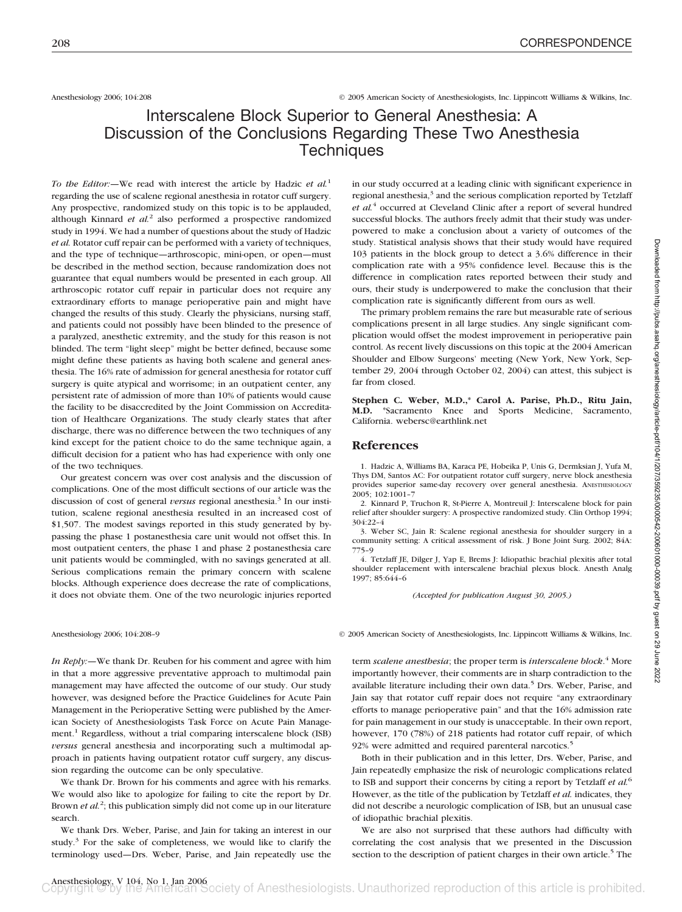Anesthesiology 2006; 104:208 © 2005 American Society of Anesthesiologists, Inc. Lippincott Williams & Wilkins, Inc.

# Interscalene Block Superior to General Anesthesia: A Discussion of the Conclusions Regarding These Two Anesthesia Techniques

*To the Editor:*—We read with interest the article by Hadzic *et al.*[1] regarding the use of scalene regional anesthesia in rotator cuff surgery. Any prospective, randomized study on this topic is to be applauded, although Kinnard *et al.*[2] also performed a prospective randomized study in 1994. We had a number of questions about the study of Hadzic *et al.* Rotator cuff repair can be performed with a variety of techniques, and the type of technique—arthroscopic, mini-open, or open—must be described in the method section, because randomization does not guarantee that equal numbers would be presented in each group. All arthroscopic rotator cuff repair in particular does not require any extraordinary efforts to manage perioperative pain and might have changed the results of this study. Clearly the physicians, nursing staff, and patients could not possibly have been blinded to the presence of a paralyzed, anesthetic extremity, and the study for this reason is not blinded. The term "light sleep" might be better defined, because some might define these patients as having both scalene and general anesthesia. The 16% rate of admission for general anesthesia for rotator cuff surgery is quite atypical and worrisome; in an outpatient center, any persistent rate of admission of more than 10% of patients would cause the facility to be disaccredited by the Joint Commission on Accreditation of Healthcare Organizations. The study clearly states that after discharge, there was no difference between the two techniques of any kind except for the patient choice to do the same technique again, a difficult decision for a patient who has had experience with only one of the two techniques.

Our greatest concern was over cost analysis and the discussion of complications. One of the most difficult sections of our article was the discussion of cost of general *versus* regional anesthesia.[3] In our institution, scalene regional anesthesia resulted in an increased cost of $1,507. The modest savings reported in this study generated by bypassing the phase 1 postanesthesia care unit would not offset this. In most outpatient centers, the phase 1 and phase 2 postanesthesia care unit patients would be commingled, with no savings generated at all. Serious complications remain the primary concern with scalene blocks. Although experience does decrease the rate of complications, it does not obviate them. One of the two neurologic injuries reported in our study occurred at a leading clinic with significant experience in regional anesthesia,[3] and the serious complication reported by Tetzlaff *et al.*[4] occurred at Cleveland Clinic after a report of several hundred successful blocks. The authors freely admit that their study was underpowered to make a conclusion about a variety of outcomes of the study. Statistical analysis shows that their study would have required 103 patients in the block group to detect a 3.6% difference in their complication rate with a 95% confidence level. Because this is the difference in complication rates reported between their study and ours, their study is underpowered to make the conclusion that their complication rate is significantly different from ours as well.

The primary problem remains the rare but measurable rate of serious complications present in all large studies. Any single significant complication would offset the modest improvement in perioperative pain control. As recent lively discussions on this topic at the 2004 American Shoulder and Elbow Surgeons' meeting (New York, New York, September 29, 2004 through October 02, 2004) can attest, this subject is far from closed.

**Stephen C. Weber, M.D.,\* Carol A. Parise, Ph.D., Ritu Jain, M.D.** \*Sacramento Knee and Sports Medicine, Sacramento, California. webersc@earthlink.net

## References

1. Hadzic A, Williams BA, Karaca PE, Hobeika P, Unis G, Dermksian J, Yufa M, Thys DM, Santos AC: For outpatient rotator cuff surgery, nerve block anesthesia provides superior same-day recovery over general anesthesia. ANESTHESIOLOGY 2005; 102:1001–7
2. Kinnard P, Truchon R, St-Pierre A, Montreuil J: Interscalene block for pain relief after shoulder surgery: A prospective randomized study. Clin Orthop 1994; 304:22–4
3. Weber SC, Jain R: Scalene regional anesthesia for shoulder surgery in a community setting: A critical assessment of risk. J Bone Joint Surg. 2002; 84A: 775–9
4. Tetzlaff JE, Dilger J, Yap E, Brems J: Idiopathic brachial plexitis after total shoulder replacement with interscalene brachial plexus block. Anesth Analg 1997; 85:644–6

*(Accepted for publication August 30, 2005.)*

Anesthesiology 2006; 104:208–9 © 2005 American Society of Anesthesiologists, Inc. Lippincott Williams & Wilkins, Inc.

*In Reply:*—We thank Dr. Reuben for his comment and agree with him in that a more aggressive preventative approach to multimodal pain management may have affected the outcome of our study. Our study however, was designed before the Practice Guidelines for Acute Pain Management in the Perioperative Setting were published by the American Society of Anesthesiologists Task Force on Acute Pain Management.[1] Regardless, without a trial comparing interscalene block (ISB) *versus* general anesthesia and incorporating such a multimodal approach in patients having outpatient rotator cuff surgery, any discussion regarding the outcome can be only speculative.

We thank Dr. Brown for his comments and agree with his remarks. We would also like to apologize for failing to cite the report by Dr. Brown *et al.*[2]; this publication simply did not come up in our literature search.

We thank Drs. Weber, Parise, and Jain for taking an interest in our study.[3] For the sake of completeness, we would like to clarify the terminology used—Drs. Weber, Parise, and Jain repeatedly use the term *scalene anesthesia*; the proper term is *interscalene block*.[4] More importantly however, their comments are in sharp contradiction to the available literature including their own data.[5] Drs. Weber, Parise, and Jain say that rotator cuff repair does not require "any extraordinary efforts to manage perioperative pain" and that the 16% admission rate for pain management in our study is unacceptable. In their own report, however, 170 (78%) of 218 patients had rotator cuff repair, of which 92% were admitted and required parenteral narcotics.[5]

Both in their publication and in this letter, Drs. Weber, Parise, and Jain repeatedly emphasize the risk of neurologic complications related to ISB and support their concerns by citing a report by Tetzlaff *et al.*[6] However, as the title of the publication by Tetzlaff *et al.* indicates, they did not describe a neurologic complication of ISB, but an unusual case of idiopathic brachial plexitis.

We are also not surprised that these authors had difficulty with correlating the cost analysis that we presented in the Discussion section to the description of patient charges in their own article.[5] The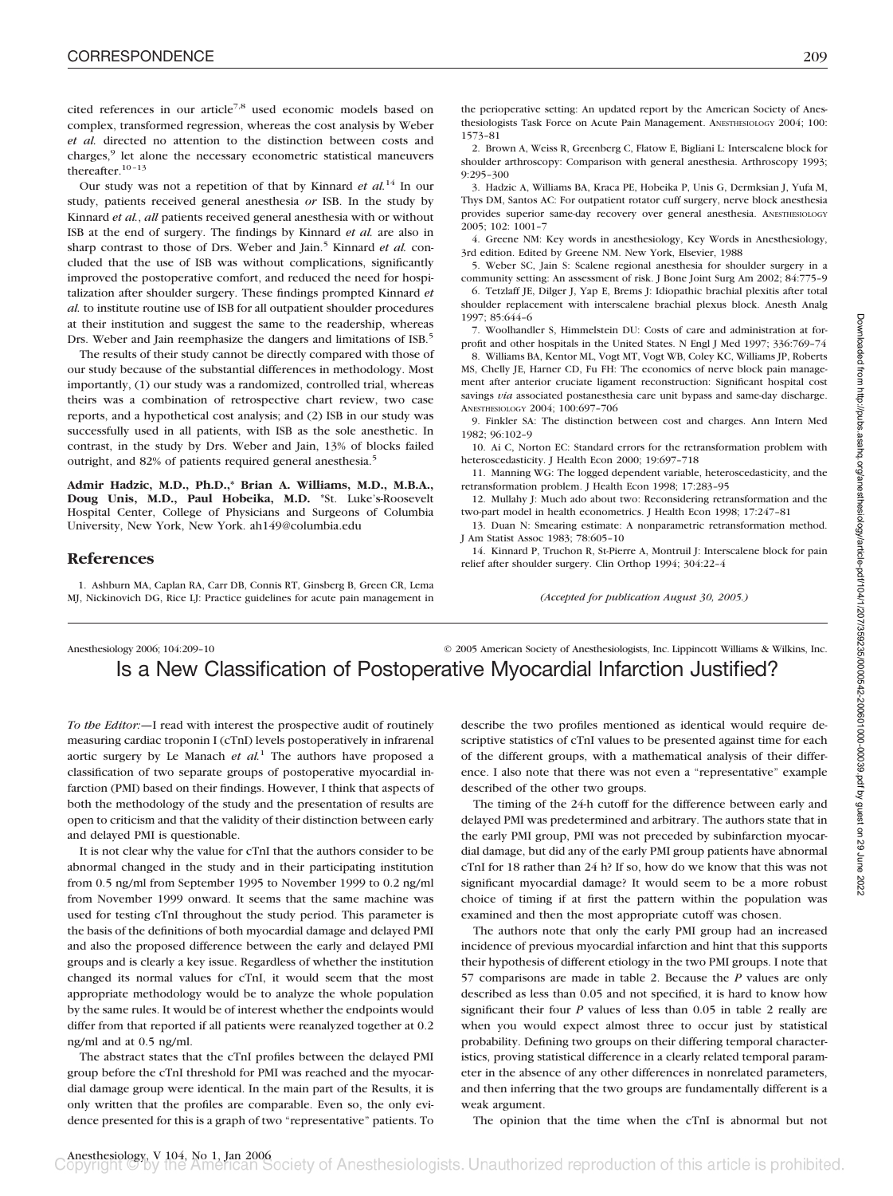cited references in our article[7,8] used economic models based on complex, transformed regression, whereas the cost analysis by Weber *et al.* directed no attention to the distinction between costs and charges,[9] let alone the necessary econometric statistical maneuvers thereafter.[10–13]

Our study was not a repetition of that by Kinnard *et al.*[14] In our study, patients received general anesthesia *or* ISB. In the study by Kinnard *et al.*, *all* patients received general anesthesia with or without ISB at the end of surgery. The findings by Kinnard *et al.* are also in sharp contrast to those of Drs. Weber and Jain.[5] Kinnard *et al.* concluded that the use of ISB was without complications, significantly improved the postoperative comfort, and reduced the need for hospitalization after shoulder surgery. These findings prompted Kinnard *et al.* to institute routine use of ISB for all outpatient shoulder procedures at their institution and suggest the same to the readership, whereas Drs. Weber and Jain reemphasize the dangers and limitations of ISB.[5]

The results of their study cannot be directly compared with those of our study because of the substantial differences in methodology. Most importantly, (1) our study was a randomized, controlled trial, whereas theirs was a combination of retrospective chart review, two case reports, and a hypothetical cost analysis; and (2) ISB in our study was successfully used in all patients, with ISB as the sole anesthetic. In contrast, in the study by Drs. Weber and Jain, 13% of blocks failed outright, and 82% of patients required general anesthesia.[5]

**Admir Hadzic, M.D., Ph.D.,\* Brian A. Williams, M.D., M.B.A., Doug Unis, M.D., Paul Hobeika, M.D.** \*St. Luke's-Roosevelt Hospital Center, College of Physicians and Surgeons of Columbia University, New York, New York. ah149@columbia.edu

## References

1. Ashburn MA, Caplan RA, Carr DB, Connis RT, Ginsberg B, Green CR, Lema MJ, Nickinovich DG, Rice LJ: Practice guidelines for acute pain management in the perioperative setting: An updated report by the American Society of Anesthesiologists Task Force on Acute Pain Management. ANESTHESIOLOGY 2004; 100:1573–81
2. Brown A, Weiss R, Greenberg C, Flatow E, Bigliani L: Interscalene block for shoulder arthroscopy: Comparison with general anesthesia. Arthroscopy 1993; 9:295–300
3. Hadzic A, Williams BA, Kraca PE, Hobeika P, Unis G, Dermksian J, Yufa M, Thys DM, Santos AC: For outpatient rotator cuff surgery, nerve block anesthesia provides superior same-day recovery over general anesthesia. ANESTHESIOLOGY 2005; 102: 1001–7
4. Greene NM: Key words in anesthesiology, Key Words in Anesthesiology, 3rd edition. Edited by Greene NM. New York, Elsevier, 1988
5. Weber SC, Jain S: Scalene regional anesthesia for shoulder surgery in a community setting: An assessment of risk. J Bone Joint Surg Am 2002; 84:775–9
6. Tetzlaff JE, Dilger J, Yap E, Brems J: Idiopathic brachial plexitis after total shoulder replacement with interscalene brachial plexus block. Anesth Analg 1997; 85:644–6
7. Woolhandler S, Himmelstein DU: Costs of care and administration at for-profit and other hospitals in the United States. N Engl J Med 1997; 336:769–74
8. Williams BA, Kentor ML, Vogt MT, Vogt WB, Coley KC, Williams JP, Roberts MS, Chelly JE, Harner CD, Fu FH: The economics of nerve block pain management after anterior cruciate ligament reconstruction: Significant hospital cost savings *via* associated postanesthesia care unit bypass and same-day discharge. ANESTHESIOLOGY 2004; 100:697–706
9. Finkler SA: The distinction between cost and charges. Ann Intern Med 1982; 96:102–9
10. Ai C, Norton EC: Standard errors for the retransformation problem with heteroscedasticity. J Health Econ 2000; 19:697–718
11. Manning WG: The logged dependent variable, heteroscedasticity, and the retransformation problem. J Health Econ 1998; 17:283–95
12. Mullahy J: Much ado about two: Reconsidering retransformation and the two-part model in health econometrics. J Health Econ 1998; 17:247–81
13. Duan N: Smearing estimate: A nonparametric retransformation method. J Am Statist Assoc 1983; 78:605–10
14. Kinnard P, Truchon R, St-Pierre A, Montruil J: Interscalene block for pain relief after shoulder surgery. Clin Orthop 1994; 304:22–4

*(Accepted for publication August 30, 2005.)*

---

Anesthesiology 2006; 104:209–10 © 2005 American Society of Anesthesiologists, Inc. Lippincott Williams & Wilkins, Inc.

# Is a New Classification of Postoperative Myocardial Infarction Justified?

*To the Editor:*—I read with interest the prospective audit of routinely measuring cardiac troponin I (cTnI) levels postoperatively in infrarenal aortic surgery by Le Manach *et al.*[1] The authors have proposed a classification of two separate groups of postoperative myocardial infarction (PMI) based on their findings. However, I think that aspects of both the methodology of the study and the presentation of results are open to criticism and that the validity of their distinction between early and delayed PMI is questionable.

It is not clear why the value for cTnI that the authors consider to be abnormal changed in the study and in their participating institution from 0.5 ng/ml from September 1995 to November 1999 to 0.2 ng/ml from November 1999 onward. It seems that the same machine was used for testing cTnI throughout the study period. This parameter is the basis of the definitions of both myocardial damage and delayed PMI and also the proposed difference between the early and delayed PMI groups and is clearly a key issue. Regardless of whether the institution changed its normal values for cTnI, it would seem that the most appropriate methodology would be to analyze the whole population by the same rules. It would be of interest whether the endpoints would differ from that reported if all patients were reanalyzed together at 0.2 ng/ml and at 0.5 ng/ml.

The abstract states that the cTnI profiles between the delayed PMI group before the cTnI threshold for PMI was reached and the myocardial damage group were identical. In the main part of the Results, it is only written that the profiles are comparable. Even so, the only evidence presented for this is a graph of two "representative" patients. To describe the two profiles mentioned as identical would require descriptive statistics of cTnI values to be presented against time for each of the different groups, with a mathematical analysis of their difference. I also note that there was not even a "representative" example described of the other two groups.

The timing of the 24-h cutoff for the difference between early and delayed PMI was predetermined and arbitrary. The authors state that in the early PMI group, PMI was not preceded by subinfarction myocardial damage, but did any of the early PMI group patients have abnormal cTnI for 18 rather than 24 h? If so, how do we know that this was not significant myocardial damage? It would seem to be a more robust choice of timing if at first the pattern within the population was examined and then the most appropriate cutoff was chosen.

The authors note that only the early PMI group had an increased incidence of previous myocardial infarction and hint that this supports their hypothesis of different etiology in the two PMI groups. I note that 57 comparisons are made in table 2. Because the *P* values are only described as less than 0.05 and not specified, it is hard to know how significant their four *P* values of less than 0.05 in table 2 really are when you would expect almost three to occur just by statistical probability. Defining two groups on their differing temporal characteristics, proving statistical difference in a clearly related temporal parameter in the absence of any other differences in nonrelated parameters, and then inferring that the two groups are fundamentally different is a weak argument.

The opinion that the time when the cTnI is abnormal but not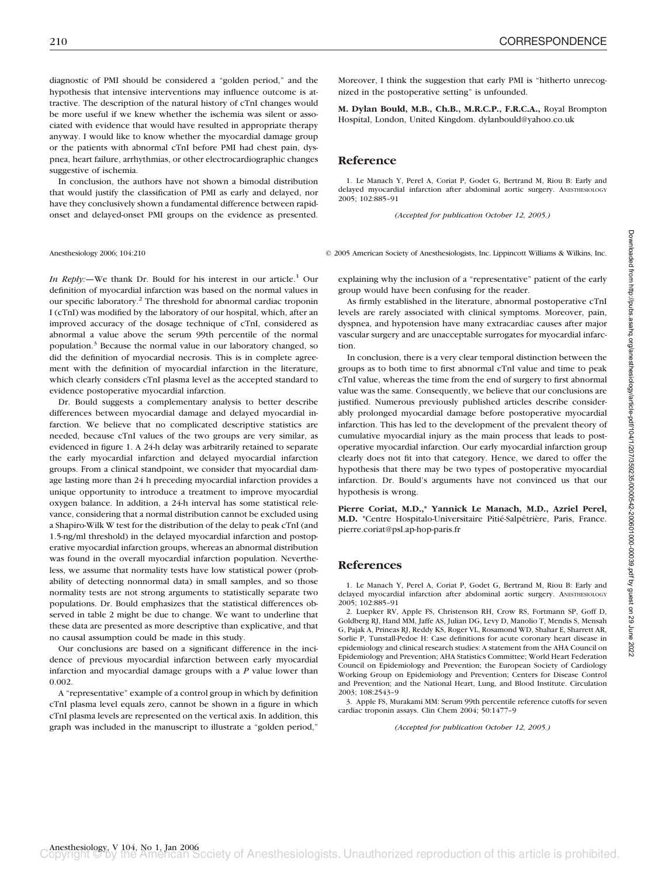diagnostic of PMI should be considered a "golden period," and the hypothesis that intensive interventions may influence outcome is attractive. The description of the natural history of cTnI changes would be more useful if we knew whether the ischemia was silent or associated with evidence that would have resulted in appropriate therapy anyway. I would like to know whether the myocardial damage group or the patients with abnormal cTnI before PMI had chest pain, dyspnea, heart failure, arrhythmias, or other electrocardiographic changes suggestive of ischemia.

In conclusion, the authors have not shown a bimodal distribution that would justify the classification of PMI as early and delayed, nor have they conclusively shown a fundamental difference between rapid-onset and delayed-onset PMI groups on the evidence as presented. Moreover, I think the suggestion that early PMI is "hitherto unrecognized in the postoperative setting" is unfounded.

**M. Dylan Bould, M.B., Ch.B., M.R.C.P., F.R.C.A.,** Royal Brompton Hospital, London, United Kingdom. dylanbould@yahoo.co.uk

## Reference

1. Le Manach Y, Perel A, Coriat P, Godet G, Bertrand M, Riou B: Early and delayed myocardial infarction after abdominal aortic surgery. Anesthesiology 2005; 102:885–91

*(Accepted for publication October 12, 2005.)*

Anesthesiology 2006; 104:210 © 2005 American Society of Anesthesiologists, Inc. Lippincott Williams & Wilkins, Inc.

*In Reply:*—We thank Dr. Bould for his interest in our article.[1] Our definition of myocardial infarction was based on the normal values in our specific laboratory.[2] The threshold for abnormal cardiac troponin I (cTnI) was modified by the laboratory of our hospital, which, after an improved accuracy of the dosage technique of cTnI, considered as abnormal a value above the serum 99th percentile of the normal population.[3] Because the normal value in our laboratory changed, so did the definition of myocardial necrosis. This is in complete agreement with the definition of myocardial infarction in the literature, which clearly considers cTnI plasma level as the accepted standard to evidence postoperative myocardial infarction.

Dr. Bould suggests a complementary analysis to better describe differences between myocardial damage and delayed myocardial infarction. We believe that no complicated descriptive statistics are needed, because cTnI values of the two groups are very similar, as evidenced in figure 1. A 24-h delay was arbitrarily retained to separate the early myocardial infarction and delayed myocardial infarction groups. From a clinical standpoint, we consider that myocardial damage lasting more than 24 h preceding myocardial infarction provides a unique opportunity to introduce a treatment to improve myocardial oxygen balance. In addition, a 24-h interval has some statistical relevance, considering that a normal distribution cannot be excluded using a Shapiro-Wilk W test for the distribution of the delay to peak cTnI (and 1.5-ng/ml threshold) in the delayed myocardial infarction and postoperative myocardial infarction groups, whereas an abnormal distribution was found in the overall myocardial infarction population. Nevertheless, we assume that normality tests have low statistical power (probability of detecting nonnormal data) in small samples, and so those normality tests are not strong arguments to statistically separate two populations. Dr. Bould emphasizes that the statistical differences observed in table 2 might be due to change. We want to underline that these data are presented as more descriptive than explicative, and that no causal assumption could be made in this study.

Our conclusions are based on a significant difference in the incidence of previous myocardial infarction between early myocardial infarction and myocardial damage groups with a *P* value lower than 0.002.

A "representative" example of a control group in which by definition cTnI plasma level equals zero, cannot be shown in a figure in which cTnI plasma levels are represented on the vertical axis. In addition, this graph was included in the manuscript to illustrate a "golden period," explaining why the inclusion of a "representative" patient of the early group would have been confusing for the reader.

As firmly established in the literature, abnormal postoperative cTnI levels are rarely associated with clinical symptoms. Moreover, pain, dyspnea, and hypotension have many extracardiac causes after major vascular surgery and are unacceptable surrogates for myocardial infarction.

In conclusion, there is a very clear temporal distinction between the groups as to both time to first abnormal cTnI value and time to peak cTnI value, whereas the time from the end of surgery to first abnormal value was the same. Consequently, we believe that our conclusions are justified. Numerous previously published articles describe considerably prolonged myocardial damage before postoperative myocardial infarction. This has led to the development of the prevalent theory of cumulative myocardial injury as the main process that leads to postoperative myocardial infarction. Our early myocardial infarction group clearly does not fit into that category. Hence, we dared to offer the hypothesis that there may be two types of postoperative myocardial infarction. Dr. Bould's arguments have not convinced us that our hypothesis is wrong.

**Pierre Coriat, M.D.,\* Yannick Le Manach, M.D., Azriel Perel, M.D.** \*Centre Hospitalo-Universitaire Pitié-Salpêtrière, Paris, France. pierre.coriat@psl.ap-hop-paris.fr

## References

1. Le Manach Y, Perel A, Coriat P, Godet G, Bertrand M, Riou B: Early and delayed myocardial infarction after abdominal aortic surgery. Anesthesiology 2005; 102:885–91
2. Luepker RV, Apple FS, Christenson RH, Crow RS, Fortmann SP, Goff D, Goldberg RJ, Hand MM, Jaffe AS, Julian DG, Levy D, Manolio T, Mendis S, Mensah G, Pajak A, Prineas RJ, Reddy KS, Roger VL, Rosamond WD, Shahar E, Sharrett AR, Sorlie P, Tunstall-Pedoe H: Case definitions for acute coronary heart disease in epidemiology and clinical research studies: A statement from the AHA Council on Epidemiology and Prevention; AHA Statistics Committee; World Heart Federation Council on Epidemiology and Prevention; the European Society of Cardiology Working Group on Epidemiology and Prevention; Centers for Disease Control and Prevention; and the National Heart, Lung, and Blood Institute. Circulation 2003; 108:2543–9
3. Apple FS, Murakami MM: Serum 99th percentile reference cutoffs for seven cardiac troponin assays. Clin Chem 2004; 50:1477–9

*(Accepted for publication October 12, 2005.)*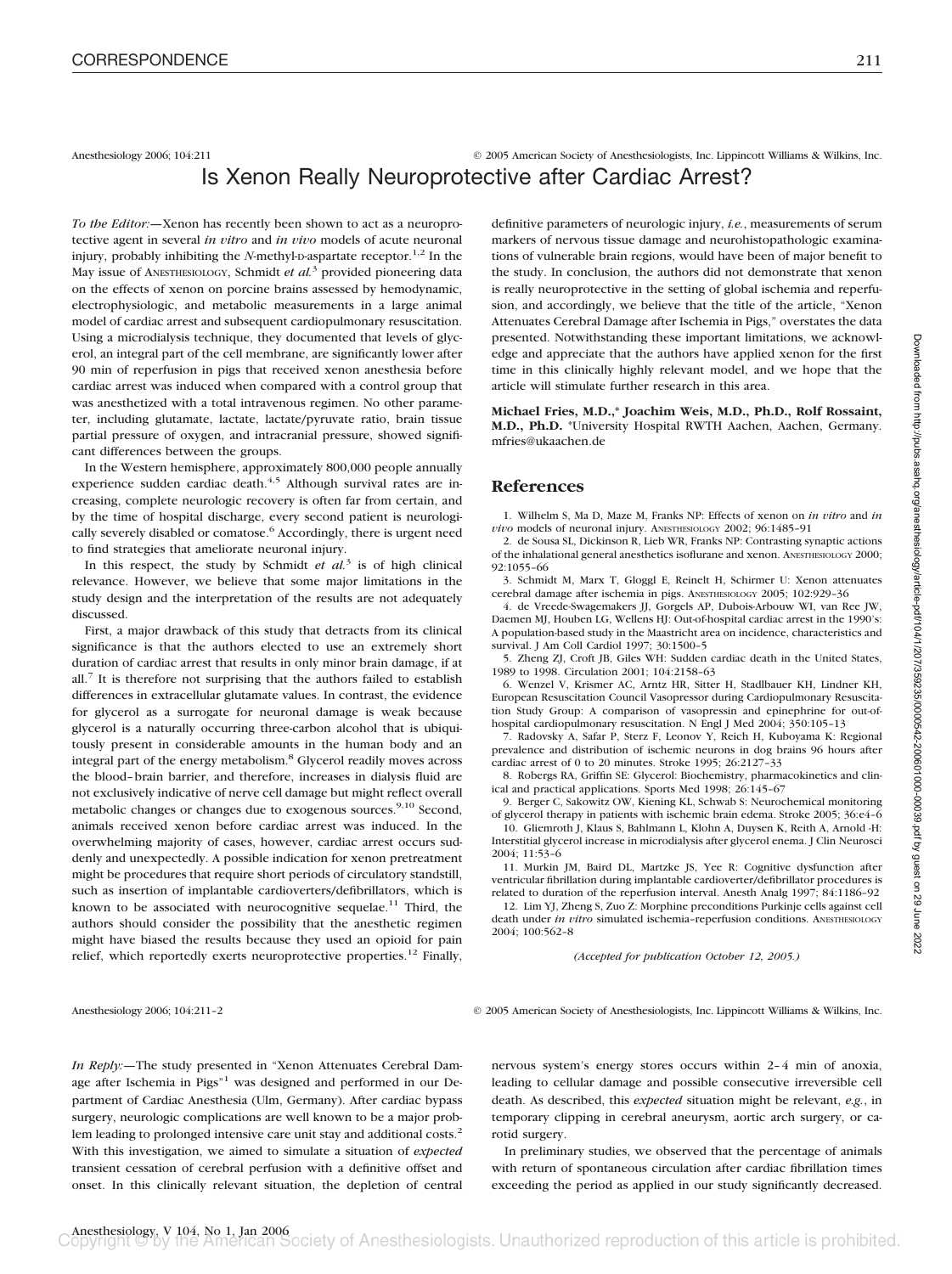Anesthesiology 2006; 104:211 © 2005 American Society of Anesthesiologists, Inc. Lippincott Williams & Wilkins, Inc.

# Is Xenon Really Neuroprotective after Cardiac Arrest?

*To the Editor:*—Xenon has recently been shown to act as a neuroprotective agent in several *in vitro* and *in vivo* models of acute neuronal injury, probably inhibiting the *N*-methyl-D-aspartate receptor.[1,2] In the May issue of ANESTHESIOLOGY, Schmidt *et al.*[3] provided pioneering data on the effects of xenon on porcine brains assessed by hemodynamic, electrophysiologic, and metabolic measurements in a large animal model of cardiac arrest and subsequent cardiopulmonary resuscitation. Using a microdialysis technique, they documented that levels of glycerol, an integral part of the cell membrane, are significantly lower after 90 min of reperfusion in pigs that received xenon anesthesia before cardiac arrest was induced when compared with a control group that was anesthetized with a total intravenous regimen. No other parameter, including glutamate, lactate, lactate/pyruvate ratio, brain tissue partial pressure of oxygen, and intracranial pressure, showed significant differences between the groups.

In the Western hemisphere, approximately 800,000 people annually experience sudden cardiac death.[4,5] Although survival rates are increasing, complete neurologic recovery is often far from certain, and by the time of hospital discharge, every second patient is neurologically severely disabled or comatose.[6] Accordingly, there is urgent need to find strategies that ameliorate neuronal injury.

In this respect, the study by Schmidt *et al.*[3] is of high clinical relevance. However, we believe that some major limitations in the study design and the interpretation of the results are not adequately discussed.

First, a major drawback of this study that detracts from its clinical significance is that the authors elected to use an extremely short duration of cardiac arrest that results in only minor brain damage, if at all.[7] It is therefore not surprising that the authors failed to establish differences in extracellular glutamate values. In contrast, the evidence for glycerol as a surrogate for neuronal damage is weak because glycerol is a naturally occurring three-carbon alcohol that is ubiquitously present in considerable amounts in the human body and an integral part of the energy metabolism.[8] Glycerol readily moves across the blood–brain barrier, and therefore, increases in dialysis fluid are not exclusively indicative of nerve cell damage but might reflect overall metabolic changes or changes due to exogenous sources.[9,10] Second, animals received xenon before cardiac arrest was induced. In the overwhelming majority of cases, however, cardiac arrest occurs suddenly and unexpectedly. A possible indication for xenon pretreatment might be procedures that require short periods of circulatory standstill, such as insertion of implantable cardioverters/defibrillators, which is known to be associated with neurocognitive sequelae.[11] Third, the authors should consider the possibility that the anesthetic regimen might have biased the results because they used an opioid for pain relief, which reportedly exerts neuroprotective properties.[12] Finally, definitive parameters of neurologic injury, *i.e.*, measurements of serum markers of nervous tissue damage and neurohistopathologic examinations of vulnerable brain regions, would have been of major benefit to the study. In conclusion, the authors did not demonstrate that xenon is really neuroprotective in the setting of global ischemia and reperfusion, and accordingly, we believe that the title of the article, "Xenon Attenuates Cerebral Damage after Ischemia in Pigs," overstates the data presented. Notwithstanding these important limitations, we acknowledge and appreciate that the authors have applied xenon for the first time in this clinically highly relevant model, and we hope that the article will stimulate further research in this area.

**Michael Fries, M.D.,\* Joachim Weis, M.D., Ph.D., Rolf Rossaint, M.D., Ph.D.** \*University Hospital RWTH Aachen, Aachen, Germany. mfries@ukaachen.de

## References

1. Wilhelm S, Ma D, Maze M, Franks NP: Effects of xenon on *in vitro* and *in vivo* models of neuronal injury. ANESTHESIOLOGY 2002; 96:1485–91
2. de Sousa SL, Dickinson R, Lieb WR, Franks NP: Contrasting synaptic actions of the inhalational general anesthetics isoflurane and xenon. ANESTHESIOLOGY 2000; 92:1055–66
3. Schmidt M, Marx T, Gloggl E, Reinelt H, Schirmer U: Xenon attenuates cerebral damage after ischemia in pigs. ANESTHESIOLOGY 2005; 102:929–36
4. de Vreede-Swagemakers JJ, Gorgels AP, Dubois-Arbouw WI, van Ree JW, Daemen MJ, Houben LG, Wellens HJ: Out-of-hospital cardiac arrest in the 1990's: A population-based study in the Maastricht area on incidence, characteristics and survival. J Am Coll Cardiol 1997; 30:1500–5
5. Zheng ZJ, Croft JB, Giles WH: Sudden cardiac death in the United States, 1989 to 1998. Circulation 2001; 104:2158–63
6. Wenzel V, Krismer AC, Arntz HR, Sitter H, Stadlbauer KH, Lindner KH, European Resuscitation Council Vasopressor during Cardiopulmonary Resuscitation Study Group: A comparison of vasopressin and epinephrine for out-of-hospital cardiopulmonary resuscitation. N Engl J Med 2004; 350:105–13
7. Radovsky A, Safar P, Sterz F, Leonov Y, Reich H, Kuboyama K: Regional prevalence and distribution of ischemic neurons in dog brains 96 hours after cardiac arrest of 0 to 20 minutes. Stroke 1995; 26:2127–33
8. Robergs RA, Griffin SE: Glycerol: Biochemistry, pharmacokinetics and clinical and practical applications. Sports Med 1998; 26:145–67
9. Berger C, Sakowitz OW, Kiening KL, Schwab S: Neurochemical monitoring of glycerol therapy in patients with ischemic brain edema. Stroke 2005; 36:e4–6
10. Gliemroth J, Klaus S, Bahlmann L, Klohn A, Duysen K, Reith A, Arnold -H: Interstitial glycerol increase in microdialysis after glycerol enema. J Clin Neurosci 2004; 11:53–6
11. Murkin JM, Baird DL, Martzke JS, Yee R: Cognitive dysfunction after ventricular fibrillation during implantable cardioverter/defibrillator procedures is related to duration of the reperfusion interval. Anesth Analg 1997; 84:1186–92
12. Lim YJ, Zheng S, Zuo Z: Morphine preconditions Purkinje cells against cell death under *in vitro* simulated ischemia–reperfusion conditions. ANESTHESIOLOGY 2004; 100:562–8

*(Accepted for publication October 12, 2005.)*

Anesthesiology 2006; 104:211–2 © 2005 American Society of Anesthesiologists, Inc. Lippincott Williams & Wilkins, Inc.

*In Reply:*—The study presented in "Xenon Attenuates Cerebral Damage after Ischemia in Pigs"[1] was designed and performed in our Department of Cardiac Anesthesia (Ulm, Germany). After cardiac bypass surgery, neurologic complications are well known to be a major problem leading to prolonged intensive care unit stay and additional costs.[2] With this investigation, we aimed to simulate a situation of *expected* transient cessation of cerebral perfusion with a definitive offset and onset. In this clinically relevant situation, the depletion of central nervous system's energy stores occurs within 2–4 min of anoxia, leading to cellular damage and possible consecutive irreversible cell death. As described, this *expected* situation might be relevant, *e.g.*, in temporary clipping in cerebral aneurysm, aortic arch surgery, or carotid surgery.

In preliminary studies, we observed that the percentage of animals with return of spontaneous circulation after cardiac fibrillation times exceeding the period as applied in our study significantly decreased.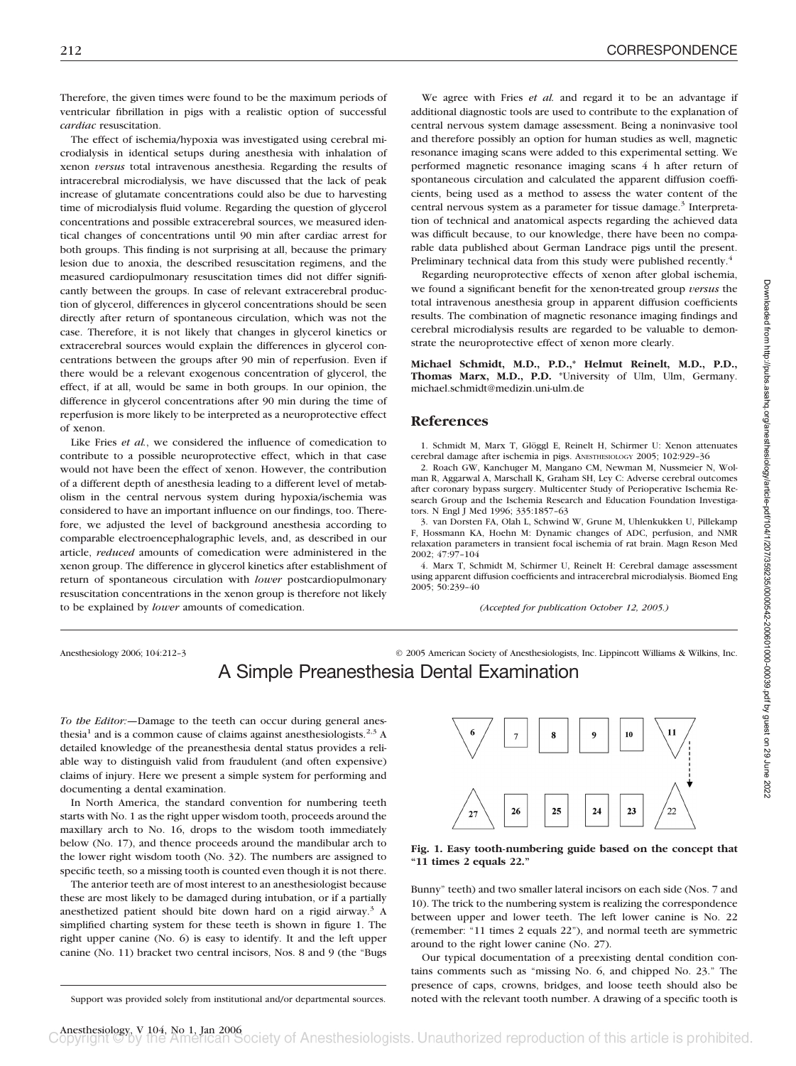Therefore, the given times were found to be the maximum periods of ventricular fibrillation in pigs with a realistic option of successful *cardiac* resuscitation.

The effect of ischemia/hypoxia was investigated using cerebral microdialysis in identical setups during anesthesia with inhalation of xenon *versus* total intravenous anesthesia. Regarding the results of intracerebral microdialysis, we have discussed that the lack of peak increase of glutamate concentrations could also be due to harvesting time of microdialysis fluid volume. Regarding the question of glycerol concentrations and possible extracerebral sources, we measured identical changes of concentrations until 90 min after cardiac arrest for both groups. This finding is not surprising at all, because the primary lesion due to anoxia, the described resuscitation regimens, and the measured cardiopulmonary resuscitation times did not differ significantly between the groups. In case of relevant extracerebral production of glycerol, differences in glycerol concentrations should be seen directly after return of spontaneous circulation, which was not the case. Therefore, it is not likely that changes in glycerol kinetics or extracerebral sources would explain the differences in glycerol concentrations between the groups after 90 min of reperfusion. Even if there would be a relevant exogenous concentration of glycerol, the effect, if at all, would be same in both groups. In our opinion, the difference in glycerol concentrations after 90 min during the time of reperfusion is more likely to be interpreted as a neuroprotective effect of xenon.

Like Fries *et al.*, we considered the influence of comedication to contribute to a possible neuroprotective effect, which in that case would not have been the effect of xenon. However, the contribution of a different depth of anesthesia leading to a different level of metabolism in the central nervous system during hypoxia/ischemia was considered to have an important influence on our findings, too. Therefore, we adjusted the level of background anesthesia according to comparable electroencephalographic levels, and, as described in our article, *reduced* amounts of comedication were administered in the xenon group. The difference in glycerol kinetics after establishment of return of spontaneous circulation with *lower* postcardiopulmonary resuscitation concentrations in the xenon group is therefore not likely to be explained by *lower* amounts of comedication.

We agree with Fries *et al.* and regard it to be an advantage if additional diagnostic tools are used to contribute to the explanation of central nervous system damage assessment. Being a noninvasive tool and therefore possibly an option for human studies as well, magnetic resonance imaging scans were added to this experimental setting. We performed magnetic resonance imaging scans 4 h after return of spontaneous circulation and calculated the apparent diffusion coefficients, being used as a method to assess the water content of the central nervous system as a parameter for tissue damage.[3] Interpretation of technical and anatomical aspects regarding the achieved data was difficult because, to our knowledge, there have been no comparable data published about German Landrace pigs until the present. Preliminary technical data from this study were published recently.[4]

Regarding neuroprotective effects of xenon after global ischemia, we found a significant benefit for the xenon-treated group *versus* the total intravenous anesthesia group in apparent diffusion coefficients results. The combination of magnetic resonance imaging findings and cerebral microdialysis results are regarded to be valuable to demonstrate the neuroprotective effect of xenon more clearly.

**Michael Schmidt, M.D., P.D.,\* Helmut Reinelt, M.D., P.D., Thomas Marx, M.D., P.D.** \*University of Ulm, Ulm, Germany. michael.schmidt@medizin.uni-ulm.de

## References

1. Schmidt M, Marx T, Glöggl E, Reinelt H, Schirmer U: Xenon attenuates cerebral damage after ischemia in pigs. ANESTHESIOLOGY 2005; 102:929–36
2. Roach GW, Kanchuger M, Mangano CM, Newman M, Nussmeier N, Wolman R, Aggarwal A, Marschall K, Graham SH, Ley C: Adverse cerebral outcomes after coronary bypass surgery. Multicenter Study of Perioperative Ischemia Research Group and the Ischemia Research and Education Foundation Investigators. N Engl J Med 1996; 335:1857–63
3. van Dorsten FA, Olah L, Schwind W, Grune M, Uhlenkukken U, Pillekamp F, Hossmann KA, Hoehn M: Dynamic changes of ADC, perfusion, and NMR relaxation parameters in transient focal ischemia of rat brain. Magn Reson Med 2002; 47:97–104
4. Marx T, Schmidt M, Schirmer U, Reinelt H: Cerebral damage assessment using apparent diffusion coefficients and intracerebral microdialysis. Biomed Eng 2005; 50:239–40

*(Accepted for publication October 12, 2005.)*

Anesthesiology 2006; 104:212–3 © 2005 American Society of Anesthesiologists, Inc. Lippincott Williams & Wilkins, Inc.

# A Simple Preanesthesia Dental Examination

*To the Editor:*—Damage to the teeth can occur during general anesthesia[1] and is a common cause of claims against anesthesiologists.[2,3] A detailed knowledge of the preanesthesia dental status provides a reliable way to distinguish valid from fraudulent (and often expensive) claims of injury. Here we present a simple system for performing and documenting a dental examination.

In North America, the standard convention for numbering teeth starts with No. 1 as the right upper wisdom tooth, proceeds around the maxillary arch to No. 16, drops to the wisdom tooth immediately below (No. 17), and thence proceeds around the mandibular arch to the lower right wisdom tooth (No. 32). The numbers are assigned to specific teeth, so a missing tooth is counted even though it is not there.

The anterior teeth are of most interest to an anesthesiologist because these are most likely to be damaged during intubation, or if a partially anesthetized patient should bite down hard on a rigid airway.[3] A simplified charting system for these teeth is shown in figure 1. The right upper canine (No. 6) is easy to identify. It and the left upper canine (No. 11) bracket two central incisors, Nos. 8 and 9 (the "Bugs Bunny" teeth) and two smaller lateral incisors on each side (Nos. 7 and 10). The trick to the numbering system is realizing the correspondence between upper and lower teeth. The left lower canine is No. 22 (remember: "11 times 2 equals 22"), and normal teeth are symmetric around to the right lower canine (No. 27).

6 7 8 9 10 11

27 26 25 24 23 22

**Fig. 1. Easy tooth-numbering guide based on the concept that "11 times 2 equals 22."**

Our typical documentation of a preexisting dental condition contains comments such as "missing No. 6, and chipped No. 23." The presence of caps, crowns, bridges, and loose teeth should also be noted with the relevant tooth number. A drawing of a specific tooth is

Support was provided solely from institutional and/or departmental sources.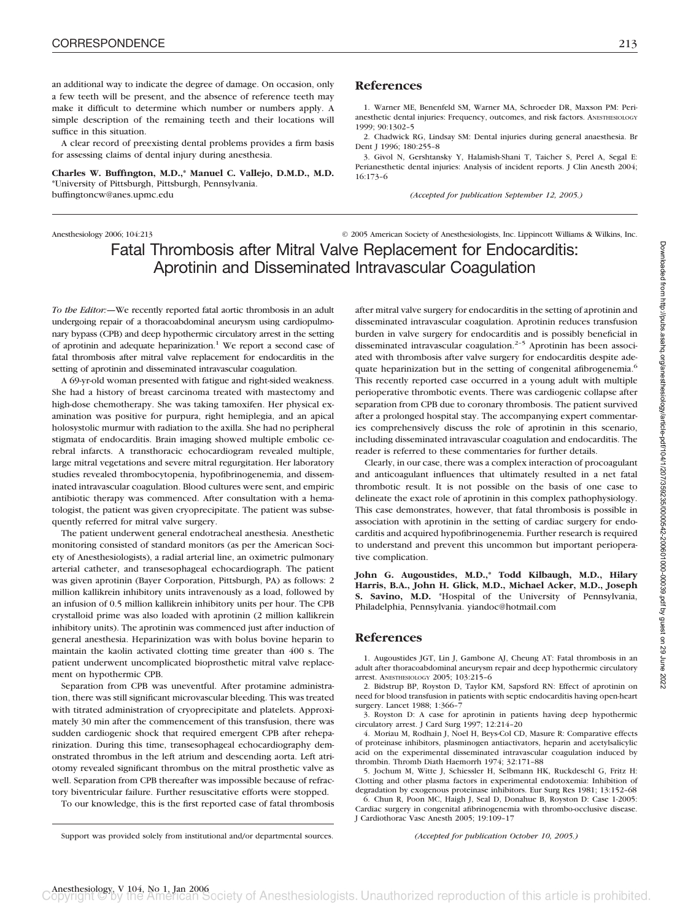an additional way to indicate the degree of damage. On occasion, only a few teeth will be present, and the absence of reference teeth may make it difficult to determine which number or numbers apply. A simple description of the remaining teeth and their locations will suffice in this situation.

A clear record of preexisting dental problems provides a firm basis for assessing claims of dental injury during anesthesia.

**Charles W. Buffington, M.D.,\* Manuel C. Vallejo, D.M.D., M.D.** \*University of Pittsburgh, Pittsburgh, Pennsylvania. buffingtoncw@anes.upmc.edu

## References

1. Warner ME, Benenfeld SM, Warner MA, Schroeder DR, Maxson PM: Perianesthetic dental injuries: Frequency, outcomes, and risk factors. ANESTHESIOLOGY 1999; 90:1302–5
2. Chadwick RG, Lindsay SM: Dental injuries during general anaesthesia. Br Dent J 1996; 180:255–8
3. Givol N, Gershtansky Y, Halamish-Shani T, Taicher S, Perel A, Segal E: Perianesthetic dental injuries: Analysis of incident reports. J Clin Anesth 2004; 16:173–6

*(Accepted for publication September 12, 2005.)*

---

Anesthesiology 2006; 104:213 © 2005 American Society of Anesthesiologists, Inc. Lippincott Williams & Wilkins, Inc.

# Fatal Thrombosis after Mitral Valve Replacement for Endocarditis: Aprotinin and Disseminated Intravascular Coagulation

*To the Editor:*—We recently reported fatal aortic thrombosis in an adult undergoing repair of a thoracoabdominal aneurysm using cardiopulmonary bypass (CPB) and deep hypothermic circulatory arrest in the setting of aprotinin and adequate heparinization.[1] We report a second case of fatal thrombosis after mitral valve replacement for endocarditis in the setting of aprotinin and disseminated intravascular coagulation.

A 69-yr-old woman presented with fatigue and right-sided weakness. She had a history of breast carcinoma treated with mastectomy and high-dose chemotherapy. She was taking tamoxifen. Her physical examination was positive for purpura, right hemiplegia, and an apical holosystolic murmur with radiation to the axilla. She had no peripheral stigmata of endocarditis. Brain imaging showed multiple embolic cerebral infarcts. A transthoracic echocardiogram revealed multiple, large mitral vegetations and severe mitral regurgitation. Her laboratory studies revealed thrombocytopenia, hypofibrinogenemia, and disseminated intravascular coagulation. Blood cultures were sent, and empiric antibiotic therapy was commenced. After consultation with a hematologist, the patient was given cryoprecipitate. The patient was subsequently referred for mitral valve surgery.

The patient underwent general endotracheal anesthesia. Anesthetic monitoring consisted of standard monitors (as per the American Society of Anesthesiologists), a radial arterial line, an oximetric pulmonary arterial catheter, and transesophageal echocardiograph. The patient was given aprotinin (Bayer Corporation, Pittsburgh, PA) as follows: 2 million kallikrein inhibitory units intravenously as a load, followed by an infusion of 0.5 million kallikrein inhibitory units per hour. The CPB crystalloid prime was also loaded with aprotinin (2 million kallikrein inhibitory units). The aprotinin was commenced just after induction of general anesthesia. Heparinization was with bolus bovine heparin to maintain the kaolin activated clotting time greater than 400 s. The patient underwent uncomplicated bioprosthetic mitral valve replacement on hypothermic CPB.

Separation from CPB was uneventful. After protamine administration, there was still significant microvascular bleeding. This was treated with titrated administration of cryoprecipitate and platelets. Approximately 30 min after the commencement of this transfusion, there was sudden cardiogenic shock that required emergent CPB after reheparinization. During this time, transesophageal echocardiography demonstrated thrombus in the left atrium and descending aorta. Left atriotomy revealed significant thrombus on the mitral prosthetic valve as well. Separation from CPB thereafter was impossible because of refractory biventricular failure. Further resuscitative efforts were stopped.

To our knowledge, this is the first reported case of fatal thrombosis after mitral valve surgery for endocarditis in the setting of aprotinin and disseminated intravascular coagulation. Aprotinin reduces transfusion burden in valve surgery for endocarditis and is possibly beneficial in disseminated intravascular coagulation.[2–5] Aprotinin has been associated with thrombosis after valve surgery for endocarditis despite adequate heparinization but in the setting of congenital afibrogenemia.[6] This recently reported case occurred in a young adult with multiple perioperative thrombotic events. There was cardiogenic collapse after separation from CPB due to coronary thrombosis. The patient survived after a prolonged hospital stay. The accompanying expert commentaries comprehensively discuss the role of aprotinin in this scenario, including disseminated intravascular coagulation and endocarditis. The reader is referred to these commentaries for further details.

Clearly, in our case, there was a complex interaction of procoagulant and anticoagulant influences that ultimately resulted in a net fatal thrombotic result. It is not possible on the basis of one case to delineate the exact role of aprotinin in this complex pathophysiology. This case demonstrates, however, that fatal thrombosis is possible in association with aprotinin in the setting of cardiac surgery for endocarditis and acquired hypofibrinogenemia. Further research is required to understand and prevent this uncommon but important perioperative complication.

**John G. Augoustides, M.D.,\* Todd Kilbaugh, M.D., Hilary Harris, B.A., John H. Glick, M.D., Michael Acker, M.D., Joseph S. Savino, M.D.** \*Hospital of the University of Pennsylvania, Philadelphia, Pennsylvania. yiandoc@hotmail.com

## References

1. Augoustides JGT, Lin J, Gambone AJ, Cheung AT: Fatal thrombosis in an adult after thoracoabdominal aneurysm repair and deep hypothermic circulatory arrest. ANESTHESIOLOGY 2005; 103:215–6
2. Bidstrup BP, Royston D, Taylor KM, Sapsford RN: Effect of aprotinin on need for blood transfusion in patients with septic endocarditis having open-heart surgery. Lancet 1988; 1:366–7
3. Royston D: A case for aprotinin in patients having deep hypothermic circulatory arrest. J Card Surg 1997; 12:214–20
4. Moriau M, Rodhain J, Noel H, Beys-Col CD, Masure R: Comparative effects of proteinase inhibitors, plasminogen antiactivators, heparin and acetylsalicylic acid on the experimental disseminated intravascular coagulation induced by thrombin. Thromb Diath Haemorrh 1974; 32:171–88
5. Jochum M, Witte J, Schiessler H, Selbmann HK, Ruckdeschl G, Fritz H: Clotting and other plasma factors in experimental endotoxemia: Inhibition of degradation by exogenous proteinase inhibitors. Eur Surg Res 1981; 13:152–68
6. Chun R, Poon MC, Haigh J, Seal D, Donahue B, Royston D: Case 1-2005: Cardiac surgery in congenital afibrinogenemia with thrombo-occlusive disease. J Cardiothorac Vasc Anesth 2005; 19:109–17

*(Accepted for publication October 10, 2005.)*

Support was provided solely from institutional and/or departmental sources.